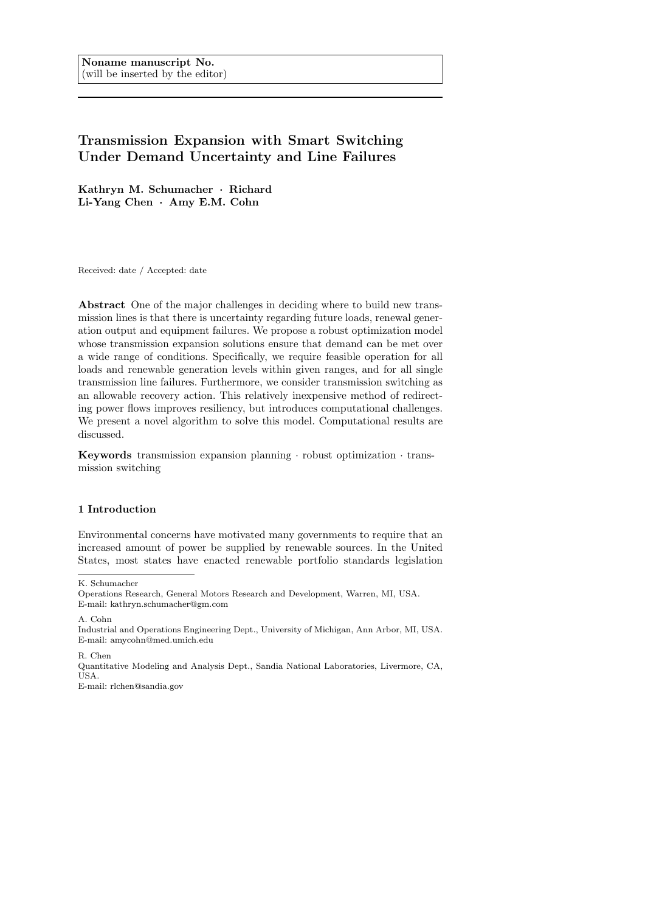Noname manuscript No.
(will be inserted by the editor)

# Transmission Expansion with Smart Switching Under Demand Uncertainty and Line Failures

**Kathryn M. Schumacher · Richard Li-Yang Chen · Amy E.M. Cohn**

Received: date / Accepted: date

**Abstract** One of the major challenges in deciding where to build new transmission lines is that there is uncertainty regarding future loads, renewal generation output and equipment failures. We propose a robust optimization model whose transmission expansion solutions ensure that demand can be met over a wide range of conditions. Specifically, we require feasible operation for all loads and renewable generation levels within given ranges, and for all single transmission line failures. Furthermore, we consider transmission switching as an allowable recovery action. This relatively inexpensive method of redirecting power flows improves resiliency, but introduces computational challenges. We present a novel algorithm to solve this model. Computational results are discussed.

**Keywords** transmission expansion planning · robust optimization · transmission switching

## 1 Introduction

Environmental concerns have motivated many governments to require that an increased amount of power be supplied by renewable sources. In the United States, most states have enacted renewable portfolio standards legislation

---

K. Schumacher
Operations Research, General Motors Research and Development, Warren, MI, USA.
E-mail: kathryn.schumacher@gm.com

A. Cohn
Industrial and Operations Engineering Dept., University of Michigan, Ann Arbor, MI, USA.
E-mail: amycohn@med.umich.edu

R. Chen
Quantitative Modeling and Analysis Dept., Sandia National Laboratories, Livermore, CA, USA.
E-mail: rlchen@sandia.gov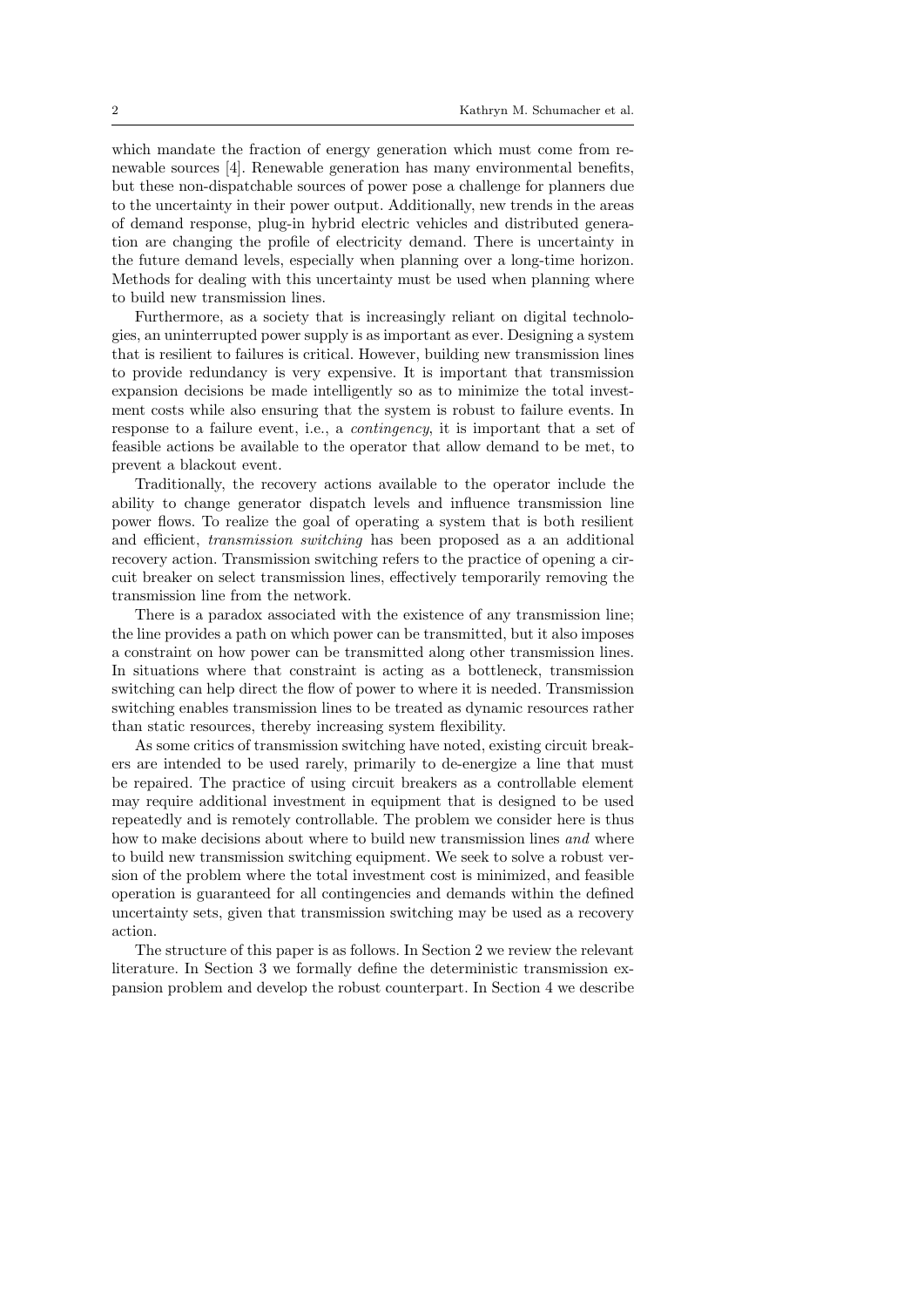which mandate the fraction of energy generation which must come from renewable sources [4]. Renewable generation has many environmental benefits, but these non-dispatchable sources of power pose a challenge for planners due to the uncertainty in their power output. Additionally, new trends in the areas of demand response, plug-in hybrid electric vehicles and distributed generation are changing the profile of electricity demand. There is uncertainty in the future demand levels, especially when planning over a long-time horizon. Methods for dealing with this uncertainty must be used when planning where to build new transmission lines.

Furthermore, as a society that is increasingly reliant on digital technologies, an uninterrupted power supply is as important as ever. Designing a system that is resilient to failures is critical. However, building new transmission lines to provide redundancy is very expensive. It is important that transmission expansion decisions be made intelligently so as to minimize the total investment costs while also ensuring that the system is robust to failure events. In response to a failure event, i.e., a *contingency*, it is important that a set of feasible actions be available to the operator that allow demand to be met, to prevent a blackout event.

Traditionally, the recovery actions available to the operator include the ability to change generator dispatch levels and influence transmission line power flows. To realize the goal of operating a system that is both resilient and efficient, *transmission switching* has been proposed as a an additional recovery action. Transmission switching refers to the practice of opening a circuit breaker on select transmission lines, effectively temporarily removing the transmission line from the network.

There is a paradox associated with the existence of any transmission line; the line provides a path on which power can be transmitted, but it also imposes a constraint on how power can be transmitted along other transmission lines. In situations where that constraint is acting as a bottleneck, transmission switching can help direct the flow of power to where it is needed. Transmission switching enables transmission lines to be treated as dynamic resources rather than static resources, thereby increasing system flexibility.

As some critics of transmission switching have noted, existing circuit breakers are intended to be used rarely, primarily to de-energize a line that must be repaired. The practice of using circuit breakers as a controllable element may require additional investment in equipment that is designed to be used repeatedly and is remotely controllable. The problem we consider here is thus how to make decisions about where to build new transmission lines *and* where to build new transmission switching equipment. We seek to solve a robust version of the problem where the total investment cost is minimized, and feasible operation is guaranteed for all contingencies and demands within the defined uncertainty sets, given that transmission switching may be used as a recovery action.

The structure of this paper is as follows. In Section 2 we review the relevant literature. In Section 3 we formally define the deterministic transmission expansion problem and develop the robust counterpart. In Section 4 we describe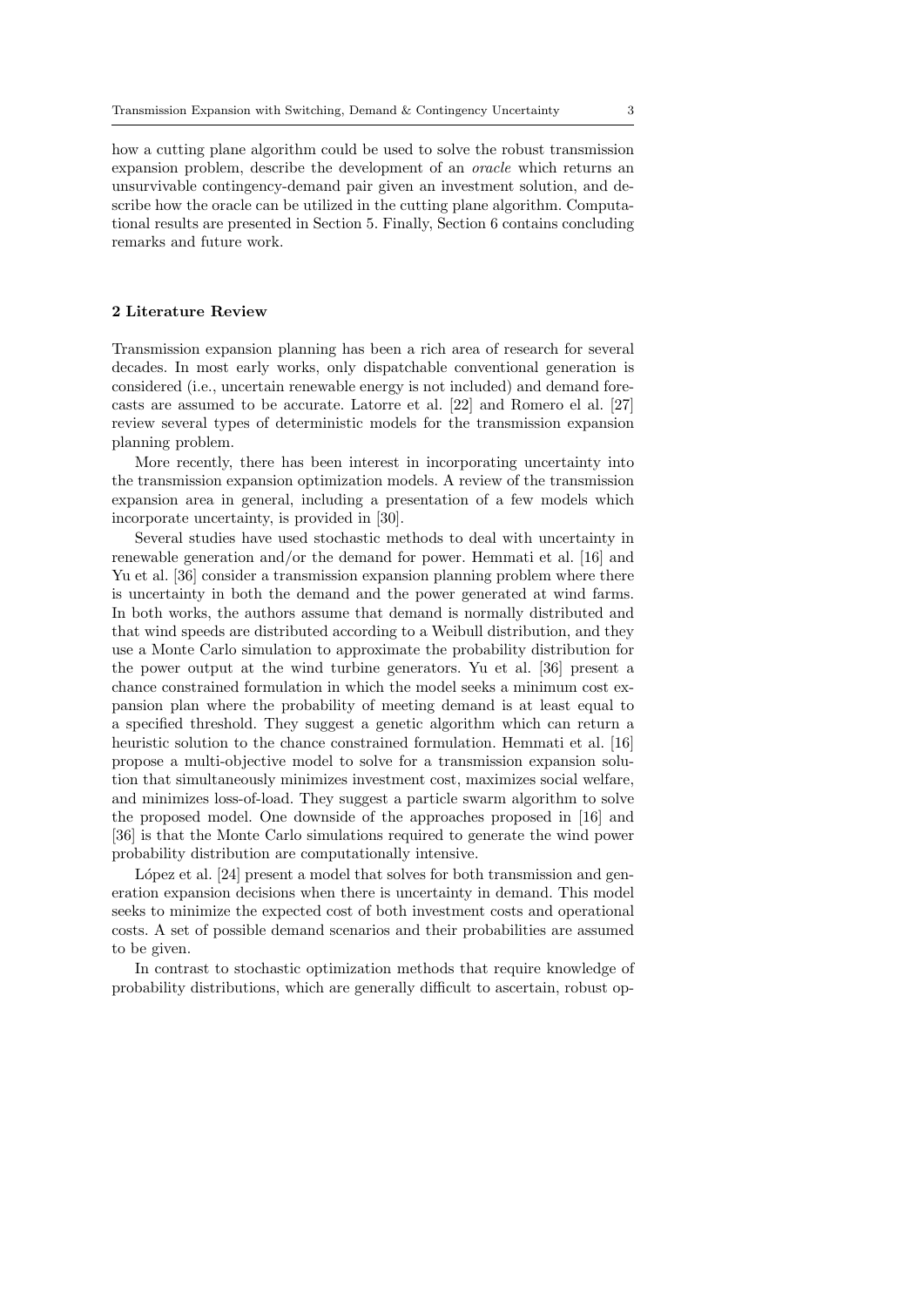how a cutting plane algorithm could be used to solve the robust transmission expansion problem, describe the development of an *oracle* which returns an unsurvivable contingency-demand pair given an investment solution, and describe how the oracle can be utilized in the cutting plane algorithm. Computational results are presented in Section 5. Finally, Section 6 contains concluding remarks and future work.

## 2 Literature Review

Transmission expansion planning has been a rich area of research for several decades. In most early works, only dispatchable conventional generation is considered (i.e., uncertain renewable energy is not included) and demand forecasts are assumed to be accurate. Latorre et al. [22] and Romero el al. [27] review several types of deterministic models for the transmission expansion planning problem.

More recently, there has been interest in incorporating uncertainty into the transmission expansion optimization models. A review of the transmission expansion area in general, including a presentation of a few models which incorporate uncertainty, is provided in [30].

Several studies have used stochastic methods to deal with uncertainty in renewable generation and/or the demand for power. Hemmati et al. [16] and Yu et al. [36] consider a transmission expansion planning problem where there is uncertainty in both the demand and the power generated at wind farms. In both works, the authors assume that demand is normally distributed and that wind speeds are distributed according to a Weibull distribution, and they use a Monte Carlo simulation to approximate the probability distribution for the power output at the wind turbine generators. Yu et al. [36] present a chance constrained formulation in which the model seeks a minimum cost expansion plan where the probability of meeting demand is at least equal to a specified threshold. They suggest a genetic algorithm which can return a heuristic solution to the chance constrained formulation. Hemmati et al. [16] propose a multi-objective model to solve for a transmission expansion solution that simultaneously minimizes investment cost, maximizes social welfare, and minimizes loss-of-load. They suggest a particle swarm algorithm to solve the proposed model. One downside of the approaches proposed in [16] and [36] is that the Monte Carlo simulations required to generate the wind power probability distribution are computationally intensive.

López et al. [24] present a model that solves for both transmission and generation expansion decisions when there is uncertainty in demand. This model seeks to minimize the expected cost of both investment costs and operational costs. A set of possible demand scenarios and their probabilities are assumed to be given.

In contrast to stochastic optimization methods that require knowledge of probability distributions, which are generally difficult to ascertain, robust op-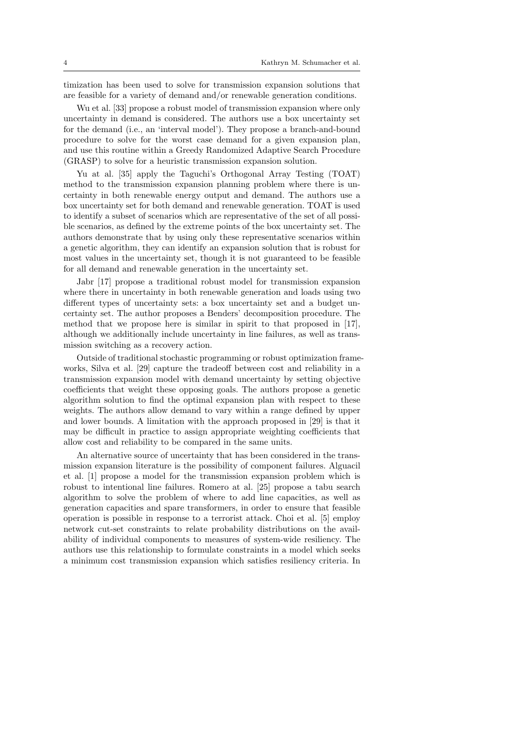timization has been used to solve for transmission expansion solutions that are feasible for a variety of demand and/or renewable generation conditions.

Wu et al. [33] propose a robust model of transmission expansion where only uncertainty in demand is considered. The authors use a box uncertainty set for the demand (i.e., an 'interval model'). They propose a branch-and-bound procedure to solve for the worst case demand for a given expansion plan, and use this routine within a Greedy Randomized Adaptive Search Procedure (GRASP) to solve for a heuristic transmission expansion solution.

Yu at al. [35] apply the Taguchi's Orthogonal Array Testing (TOAT) method to the transmission expansion planning problem where there is uncertainty in both renewable energy output and demand. The authors use a box uncertainty set for both demand and renewable generation. TOAT is used to identify a subset of scenarios which are representative of the set of all possible scenarios, as defined by the extreme points of the box uncertainty set. The authors demonstrate that by using only these representative scenarios within a genetic algorithm, they can identify an expansion solution that is robust for most values in the uncertainty set, though it is not guaranteed to be feasible for all demand and renewable generation in the uncertainty set.

Jabr [17] propose a traditional robust model for transmission expansion where there in uncertainty in both renewable generation and loads using two different types of uncertainty sets: a box uncertainty set and a budget uncertainty set. The author proposes a Benders' decomposition procedure. The method that we propose here is similar in spirit to that proposed in [17], although we additionally include uncertainty in line failures, as well as transmission switching as a recovery action.

Outside of traditional stochastic programming or robust optimization frameworks, Silva et al. [29] capture the tradeoff between cost and reliability in a transmission expansion model with demand uncertainty by setting objective coefficients that weight these opposing goals. The authors propose a genetic algorithm solution to find the optimal expansion plan with respect to these weights. The authors allow demand to vary within a range defined by upper and lower bounds. A limitation with the approach proposed in [29] is that it may be difficult in practice to assign appropriate weighting coefficients that allow cost and reliability to be compared in the same units.

An alternative source of uncertainty that has been considered in the transmission expansion literature is the possibility of component failures. Alguacil et al. [1] propose a model for the transmission expansion problem which is robust to intentional line failures. Romero at al. [25] propose a tabu search algorithm to solve the problem of where to add line capacities, as well as generation capacities and spare transformers, in order to ensure that feasible operation is possible in response to a terrorist attack. Choi et al. [5] employ network cut-set constraints to relate probability distributions on the availability of individual components to measures of system-wide resiliency. The authors use this relationship to formulate constraints in a model which seeks a minimum cost transmission expansion which satisfies resiliency criteria. In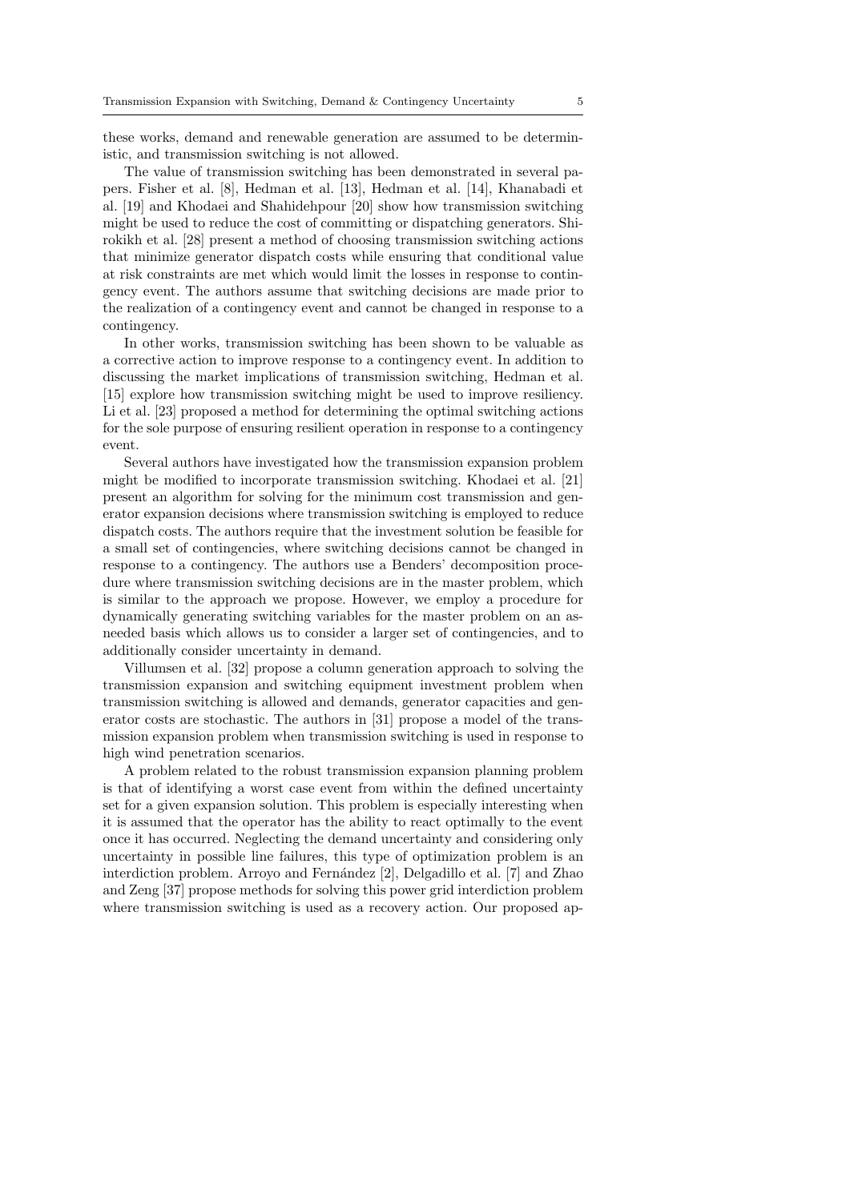these works, demand and renewable generation are assumed to be deterministic, and transmission switching is not allowed.

The value of transmission switching has been demonstrated in several papers. Fisher et al. [8], Hedman et al. [13], Hedman et al. [14], Khanabadi et al. [19] and Khodaei and Shahidehpour [20] show how transmission switching might be used to reduce the cost of committing or dispatching generators. Shirokikh et al. [28] present a method of choosing transmission switching actions that minimize generator dispatch costs while ensuring that conditional value at risk constraints are met which would limit the losses in response to contingency event. The authors assume that switching decisions are made prior to the realization of a contingency event and cannot be changed in response to a contingency.

In other works, transmission switching has been shown to be valuable as a corrective action to improve response to a contingency event. In addition to discussing the market implications of transmission switching, Hedman et al. [15] explore how transmission switching might be used to improve resiliency. Li et al. [23] proposed a method for determining the optimal switching actions for the sole purpose of ensuring resilient operation in response to a contingency event.

Several authors have investigated how the transmission expansion problem might be modified to incorporate transmission switching. Khodaei et al. [21] present an algorithm for solving for the minimum cost transmission and generator expansion decisions where transmission switching is employed to reduce dispatch costs. The authors require that the investment solution be feasible for a small set of contingencies, where switching decisions cannot be changed in response to a contingency. The authors use a Benders' decomposition procedure where transmission switching decisions are in the master problem, which is similar to the approach we propose. However, we employ a procedure for dynamically generating switching variables for the master problem on an as-needed basis which allows us to consider a larger set of contingencies, and to additionally consider uncertainty in demand.

Villumsen et al. [32] propose a column generation approach to solving the transmission expansion and switching equipment investment problem when transmission switching is allowed and demands, generator capacities and generator costs are stochastic. The authors in [31] propose a model of the transmission expansion problem when transmission switching is used in response to high wind penetration scenarios.

A problem related to the robust transmission expansion planning problem is that of identifying a worst case event from within the defined uncertainty set for a given expansion solution. This problem is especially interesting when it is assumed that the operator has the ability to react optimally to the event once it has occurred. Neglecting the demand uncertainty and considering only uncertainty in possible line failures, this type of optimization problem is an interdiction problem. Arroyo and Fernández [2], Delgadillo et al. [7] and Zhao and Zeng [37] propose methods for solving this power grid interdiction problem where transmission switching is used as a recovery action. Our proposed ap-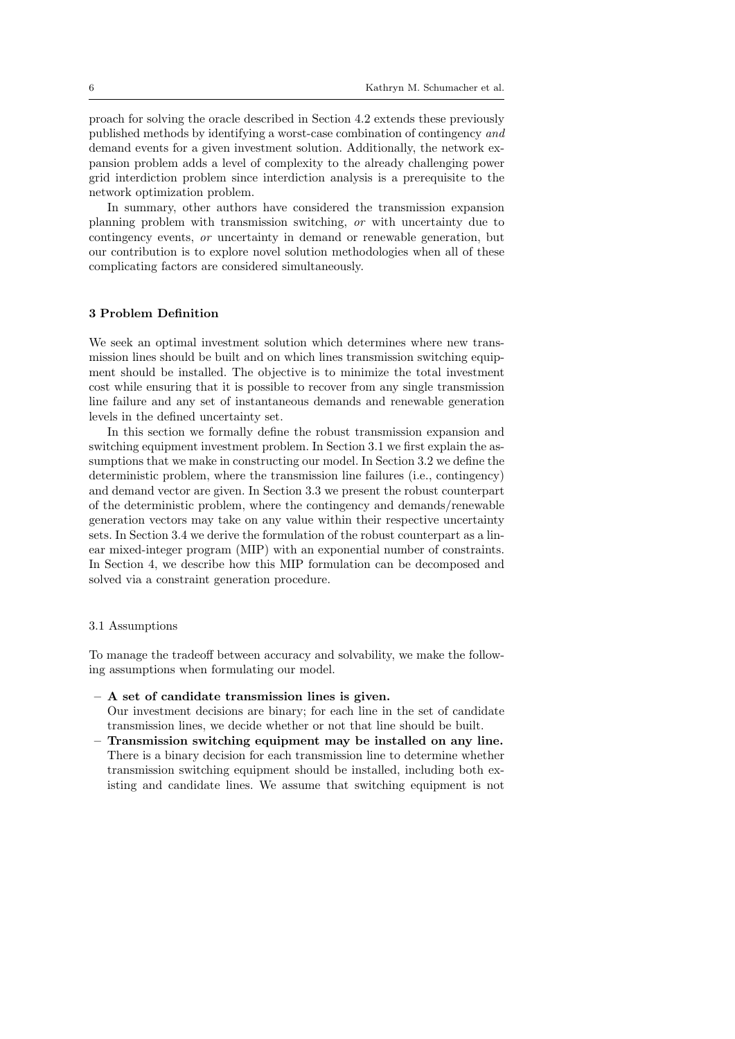proach for solving the oracle described in Section 4.2 extends these previously published methods by identifying a worst-case combination of contingency *and* demand events for a given investment solution. Additionally, the network expansion problem adds a level of complexity to the already challenging power grid interdiction problem since interdiction analysis is a prerequisite to the network optimization problem.

In summary, other authors have considered the transmission expansion planning problem with transmission switching, *or* with uncertainty due to contingency events, *or* uncertainty in demand or renewable generation, but our contribution is to explore novel solution methodologies when all of these complicating factors are considered simultaneously.

## 3 Problem Definition

We seek an optimal investment solution which determines where new transmission lines should be built and on which lines transmission switching equipment should be installed. The objective is to minimize the total investment cost while ensuring that it is possible to recover from any single transmission line failure and any set of instantaneous demands and renewable generation levels in the defined uncertainty set.

In this section we formally define the robust transmission expansion and switching equipment investment problem. In Section 3.1 we first explain the assumptions that we make in constructing our model. In Section 3.2 we define the deterministic problem, where the transmission line failures (i.e., contingency) and demand vector are given. In Section 3.3 we present the robust counterpart of the deterministic problem, where the contingency and demands/renewable generation vectors may take on any value within their respective uncertainty sets. In Section 3.4 we derive the formulation of the robust counterpart as a linear mixed-integer program (MIP) with an exponential number of constraints. In Section 4, we describe how this MIP formulation can be decomposed and solved via a constraint generation procedure.

### 3.1 Assumptions

To manage the tradeoff between accuracy and solvability, we make the following assumptions when formulating our model.

- **A set of candidate transmission lines is given.**
  Our investment decisions are binary; for each line in the set of candidate transmission lines, we decide whether or not that line should be built.
- **Transmission switching equipment may be installed on any line.**
  There is a binary decision for each transmission line to determine whether transmission switching equipment should be installed, including both existing and candidate lines. We assume that switching equipment is not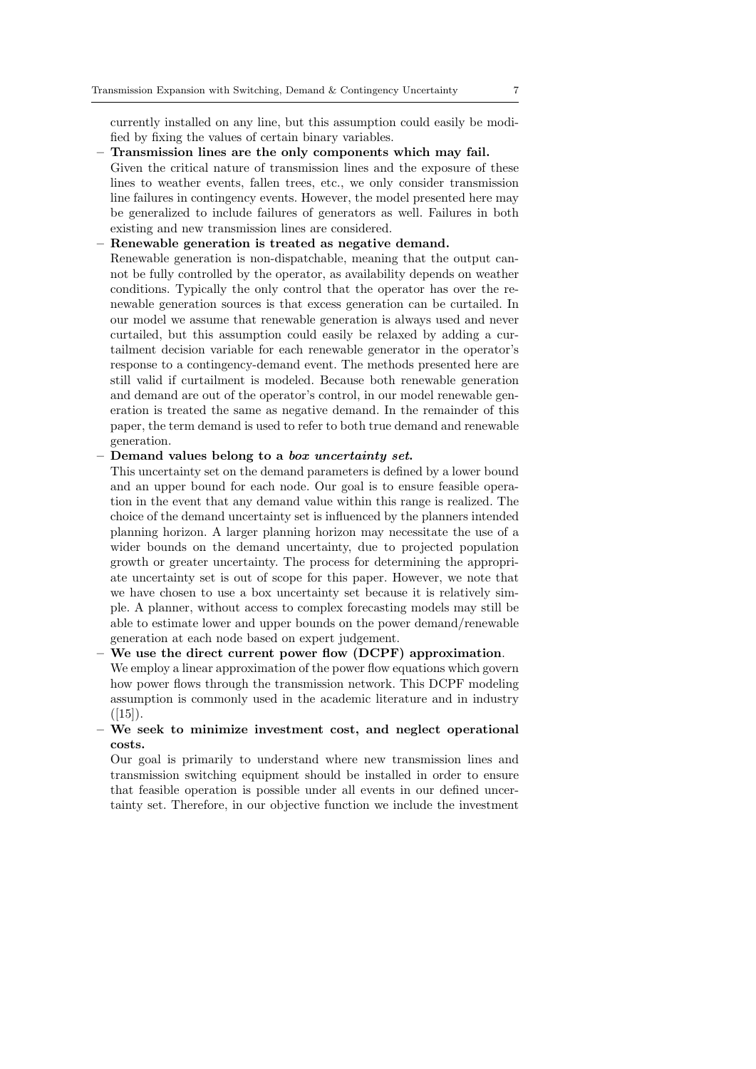currently installed on any line, but this assumption could easily be modified by fixing the values of certain binary variables.

- **Transmission lines are the only components which may fail.**
  Given the critical nature of transmission lines and the exposure of these lines to weather events, fallen trees, etc., we only consider transmission line failures in contingency events. However, the model presented here may be generalized to include failures of generators as well. Failures in both existing and new transmission lines are considered.
- **Renewable generation is treated as negative demand.**
  Renewable generation is non-dispatchable, meaning that the output cannot be fully controlled by the operator, as availability depends on weather conditions. Typically the only control that the operator has over the renewable generation sources is that excess generation can be curtailed. In our model we assume that renewable generation is always used and never curtailed, but this assumption could easily be relaxed by adding a curtailment decision variable for each renewable generator in the operator's response to a contingency-demand event. The methods presented here are still valid if curtailment is modeled. Because both renewable generation and demand are out of the operator's control, in our model renewable generation is treated the same as negative demand. In the remainder of this paper, the term demand is used to refer to both true demand and renewable generation.
- **Demand values belong to a *box uncertainty set*.**
  This uncertainty set on the demand parameters is defined by a lower bound and an upper bound for each node. Our goal is to ensure feasible operation in the event that any demand value within this range is realized. The choice of the demand uncertainty set is influenced by the planners intended planning horizon. A larger planning horizon may necessitate the use of a wider bounds on the demand uncertainty, due to projected population growth or greater uncertainty. The process for determining the appropriate uncertainty set is out of scope for this paper. However, we note that we have chosen to use a box uncertainty set because it is relatively simple. A planner, without access to complex forecasting models may still be able to estimate lower and upper bounds on the power demand/renewable generation at each node based on expert judgement.
- **We use the direct current power flow (DCPF) approximation**.
  We employ a linear approximation of the power flow equations which govern how power flows through the transmission network. This DCPF modeling assumption is commonly used in the academic literature and in industry ([15]).
- **We seek to minimize investment cost, and neglect operational costs.**
  Our goal is primarily to understand where new transmission lines and transmission switching equipment should be installed in order to ensure that feasible operation is possible under all events in our defined uncertainty set. Therefore, in our objective function we include the investment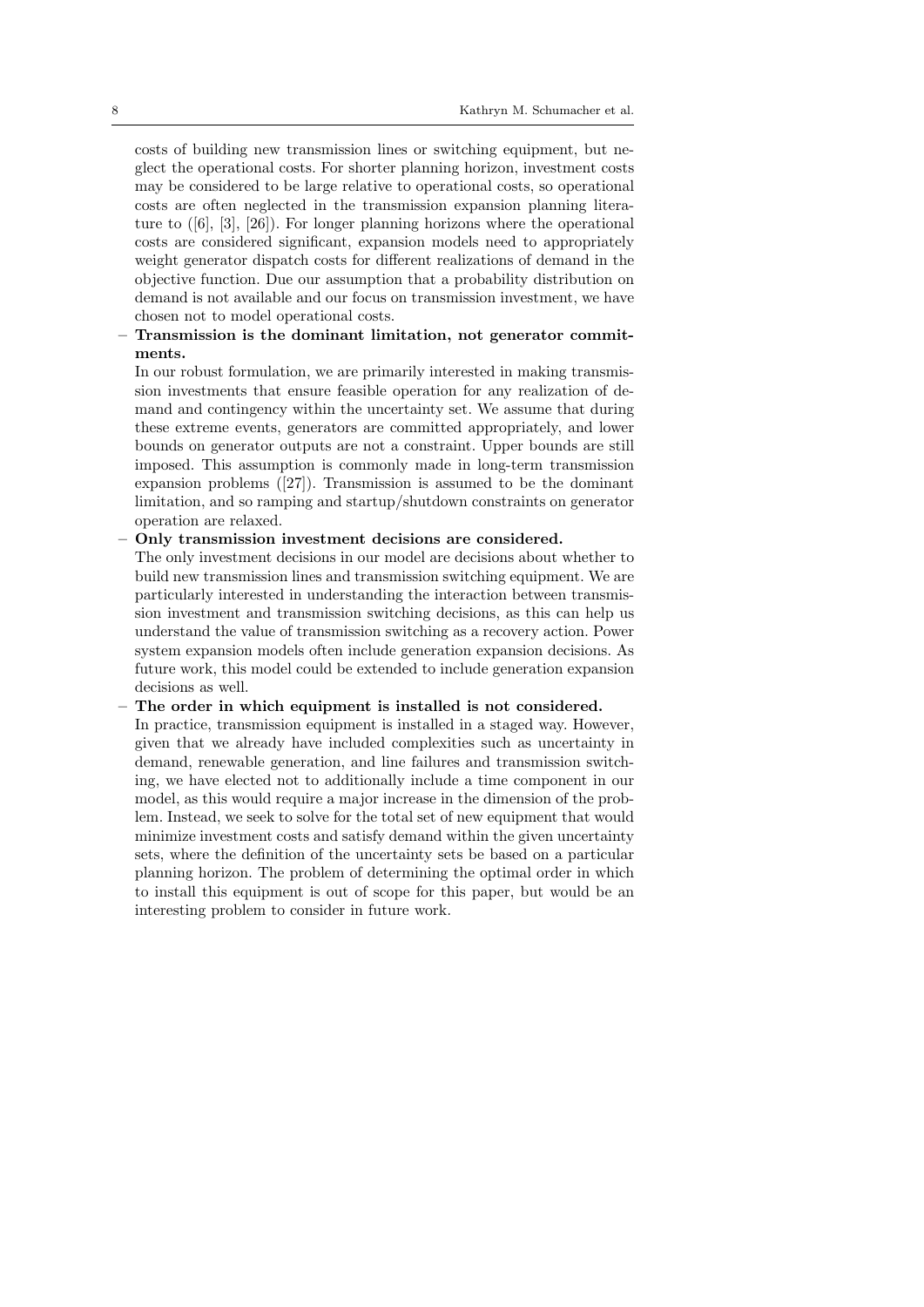costs of building new transmission lines or switching equipment, but neglect the operational costs. For shorter planning horizon, investment costs may be considered to be large relative to operational costs, so operational costs are often neglected in the transmission expansion planning literature to ([6], [3], [26]). For longer planning horizons where the operational costs are considered significant, expansion models need to appropriately weight generator dispatch costs for different realizations of demand in the objective function. Due our assumption that a probability distribution on demand is not available and our focus on transmission investment, we have chosen not to model operational costs.

– **Transmission is the dominant limitation, not generator commitments.**
  In our robust formulation, we are primarily interested in making transmission investments that ensure feasible operation for any realization of demand and contingency within the uncertainty set. We assume that during these extreme events, generators are committed appropriately, and lower bounds on generator outputs are not a constraint. Upper bounds are still imposed. This assumption is commonly made in long-term transmission expansion problems ([27]). Transmission is assumed to be the dominant limitation, and so ramping and startup/shutdown constraints on generator operation are relaxed.
– **Only transmission investment decisions are considered.**
  The only investment decisions in our model are decisions about whether to build new transmission lines and transmission switching equipment. We are particularly interested in understanding the interaction between transmission investment and transmission switching decisions, as this can help us understand the value of transmission switching as a recovery action. Power system expansion models often include generation expansion decisions. As future work, this model could be extended to include generation expansion decisions as well.
– **The order in which equipment is installed is not considered.**
  In practice, transmission equipment is installed in a staged way. However, given that we already have included complexities such as uncertainty in demand, renewable generation, and line failures and transmission switching, we have elected not to additionally include a time component in our model, as this would require a major increase in the dimension of the problem. Instead, we seek to solve for the total set of new equipment that would minimize investment costs and satisfy demand within the given uncertainty sets, where the definition of the uncertainty sets be based on a particular planning horizon. The problem of determining the optimal order in which to install this equipment is out of scope for this paper, but would be an interesting problem to consider in future work.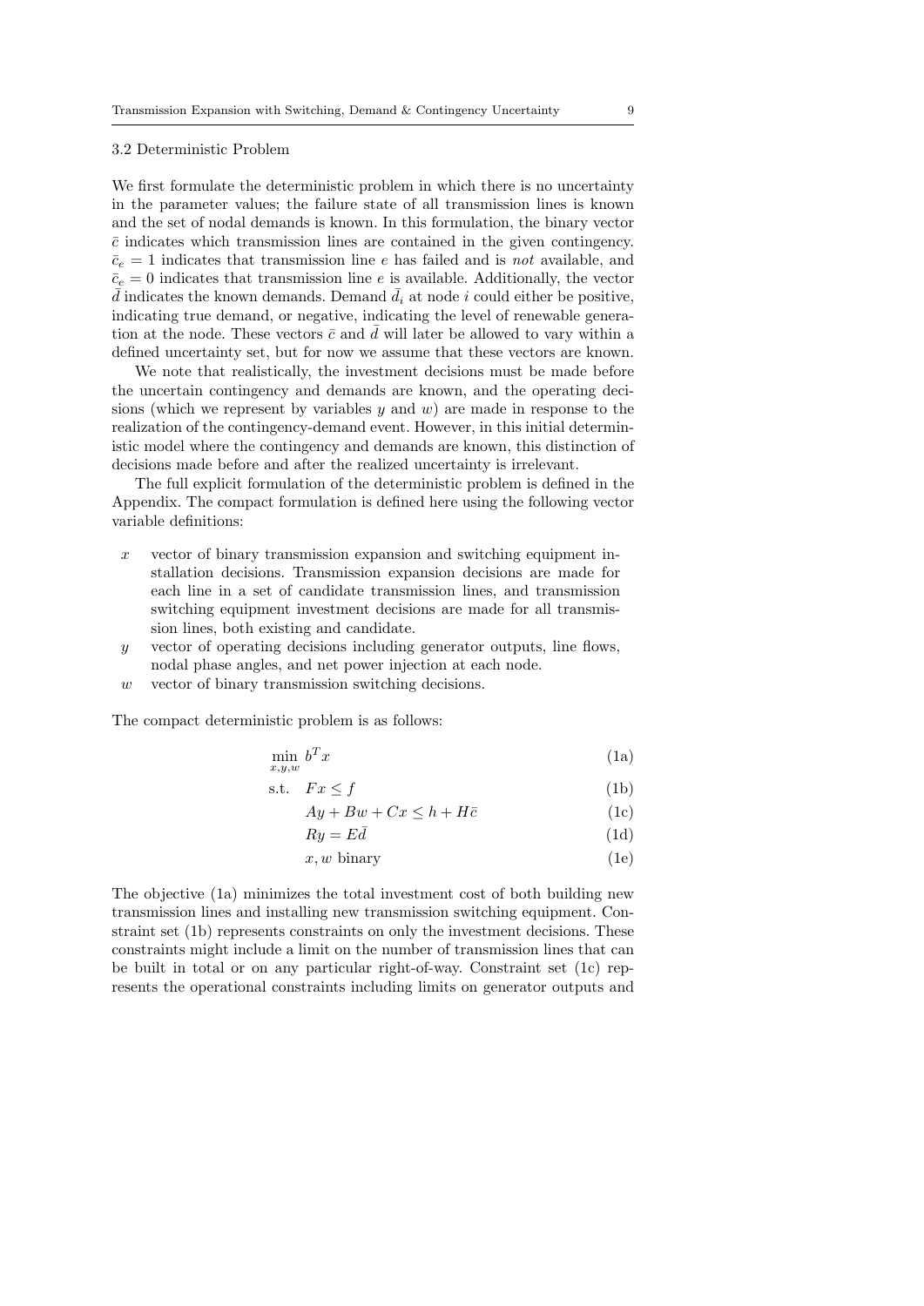### 3.2 Deterministic Problem

We first formulate the deterministic problem in which there is no uncertainty in the parameter values; the failure state of all transmission lines is known and the set of nodal demands is known. In this formulation, the binary vector $\bar{c}$ indicates which transmission lines are contained in the given contingency. $\bar{c}_e = 1$ indicates that transmission line $e$ has failed and is *not* available, and $\bar{c}_e = 0$ indicates that transmission line $e$ is available. Additionally, the vector $\bar{d}$ indicates the known demands. Demand $\bar{d}_i$ at node $i$ could either be positive, indicating true demand, or negative, indicating the level of renewable generation at the node. These vectors $\bar{c}$ and $\bar{d}$ will later be allowed to vary within a defined uncertainty set, but for now we assume that these vectors are known.

We note that realistically, the investment decisions must be made before the uncertain contingency and demands are known, and the operating decisions (which we represent by variables $y$ and $w$) are made in response to the realization of the contingency-demand event. However, in this initial deterministic model where the contingency and demands are known, this distinction of decisions made before and after the realized uncertainty is irrelevant.

The full explicit formulation of the deterministic problem is defined in the Appendix. The compact formulation is defined here using the following vector variable definitions:

- $x$ vector of binary transmission expansion and switching equipment installation decisions. Transmission expansion decisions are made for each line in a set of candidate transmission lines, and transmission switching equipment investment decisions are made for all transmission lines, both existing and candidate.
- $y$ vector of operating decisions including generator outputs, line flows, nodal phase angles, and net power injection at each node.
- $w$ vector of binary transmission switching decisions.

The compact deterministic problem is as follows:

$$\min_{x,y,w} \; b^T x \tag{1a}$$

$$\text{s.t.} \quad Fx \leq f \tag{1b}$$

$$Ay + Bw + Cx \leq h + H\bar{c} \tag{1c}$$

$$Ry = E\bar{d} \tag{1d}$$

$$x, w \text{ binary} \tag{1e}$$

The objective (1a) minimizes the total investment cost of both building new transmission lines and installing new transmission switching equipment. Constraint set (1b) represents constraints on only the investment decisions. These constraints might include a limit on the number of transmission lines that can be built in total or on any particular right-of-way. Constraint set (1c) represents the operational constraints including limits on generator outputs and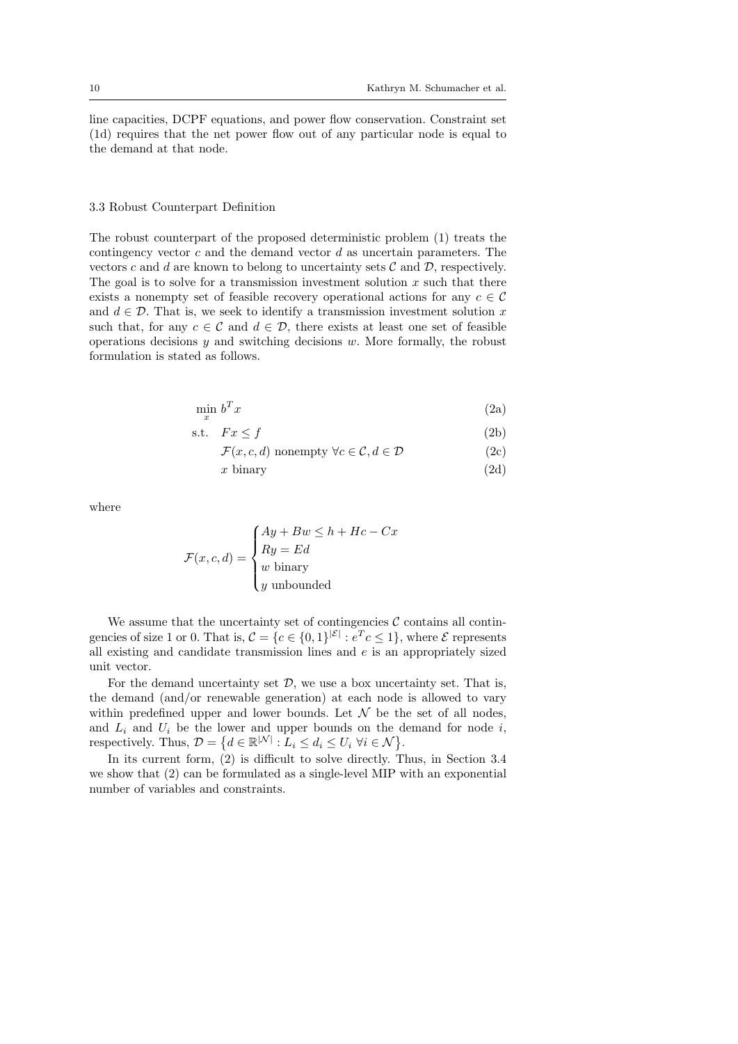line capacities, DCPF equations, and power flow conservation. Constraint set (1d) requires that the net power flow out of any particular node is equal to the demand at that node.

### 3.3 Robust Counterpart Definition

The robust counterpart of the proposed deterministic problem (1) treats the contingency vector $c$ and the demand vector $d$ as uncertain parameters. The vectors $c$ and $d$ are known to belong to uncertainty sets $\mathcal{C}$ and $\mathcal{D}$, respectively. The goal is to solve for a transmission investment solution $x$ such that there exists a nonempty set of feasible recovery operational actions for any $c \in \mathcal{C}$ and $d \in \mathcal{D}$. That is, we seek to identify a transmission investment solution $x$ such that, for any $c \in \mathcal{C}$ and $d \in \mathcal{D}$, there exists at least one set of feasible operations decisions $y$ and switching decisions $w$. More formally, the robust formulation is stated as follows.

$$
\begin{aligned}
\min_{x} \ & b^T x && \text{(2a)}\\
\text{s.t.} \ & Fx \leq f && \text{(2b)}\\
& \mathcal{F}(x, c, d) \text{ nonempty } \forall c \in \mathcal{C}, d \in \mathcal{D} && \text{(2c)}\\
& x \text{ binary} && \text{(2d)}
\end{aligned}
$$

where

$$
\mathcal{F}(x, c, d) = \begin{cases} Ay + Bw \leq h + Hc - Cx \\ Ry = Ed \\ w \text{ binary} \\ y \text{ unbounded} \end{cases}
$$

We assume that the uncertainty set of contingencies $\mathcal{C}$ contains all contingencies of size 1 or 0. That is, $\mathcal{C} = \{c \in \{0,1\}^{|\mathcal{E}|} : e^T c \leq 1\}$, where $\mathcal{E}$ represents all existing and candidate transmission lines and $e$ is an appropriately sized unit vector.

For the demand uncertainty set $\mathcal{D}$, we use a box uncertainty set. That is, the demand (and/or renewable generation) at each node is allowed to vary within predefined upper and lower bounds. Let $\mathcal{N}$ be the set of all nodes, and $L_i$ and $U_i$ be the lower and upper bounds on the demand for node $i$, respectively. Thus, $\mathcal{D} = \left\{d \in \mathbb{R}^{|\mathcal{N}|} : L_i \leq d_i \leq U_i \ \forall i \in \mathcal{N}\right\}$.

In its current form, (2) is difficult to solve directly. Thus, in Section 3.4 we show that (2) can be formulated as a single-level MIP with an exponential number of variables and constraints.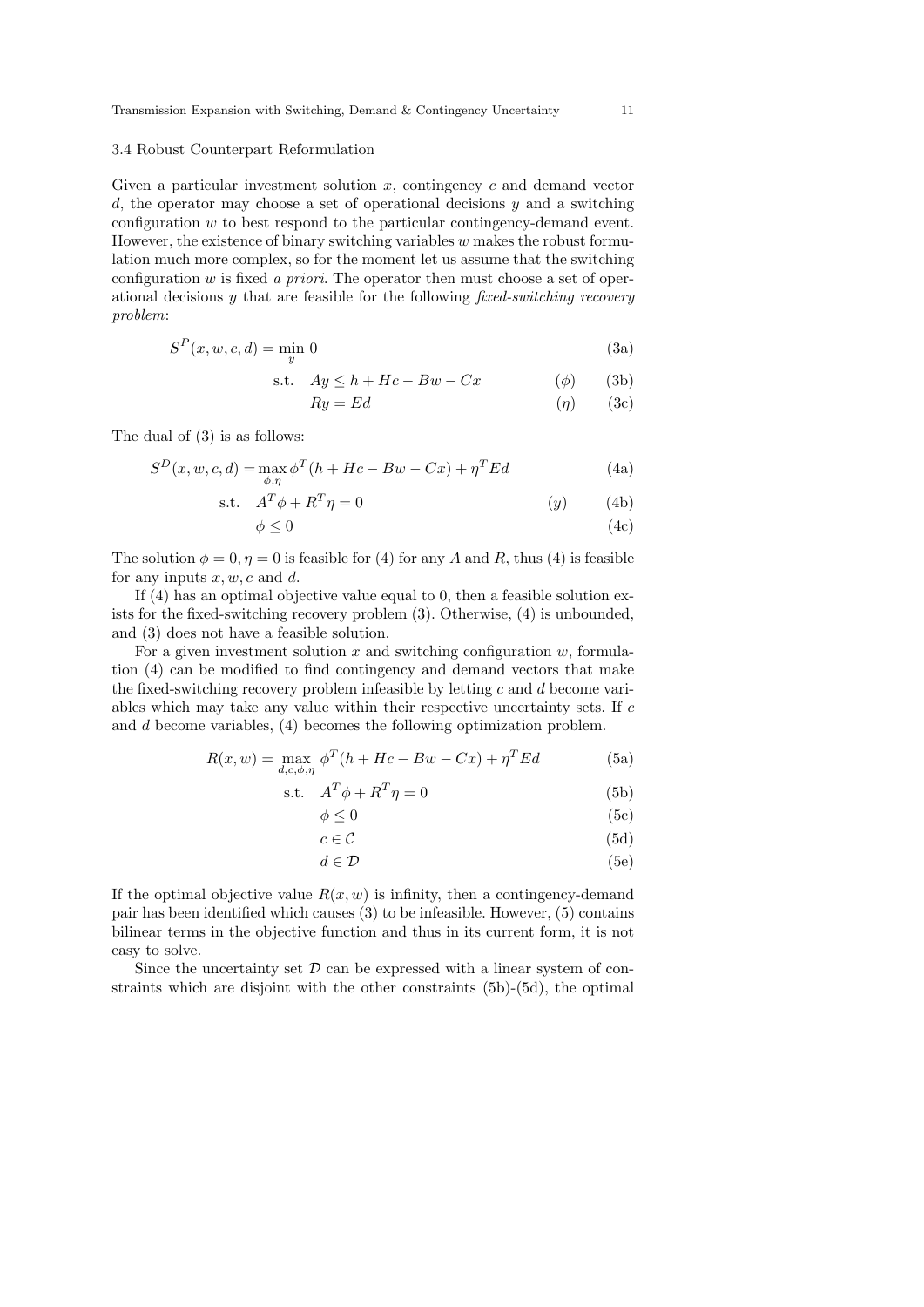### 3.4 Robust Counterpart Reformulation

Given a particular investment solution $x$, contingency $c$ and demand vector $d$, the operator may choose a set of operational decisions $y$ and a switching configuration $w$ to best respond to the particular contingency-demand event. However, the existence of binary switching variables $w$ makes the robust formulation much more complex, so for the moment let us assume that the switching configuration $w$ is fixed *a priori*. The operator then must choose a set of operational decisions $y$ that are feasible for the following *fixed-switching recovery problem*:

$$S^P(x, w, c, d) = \min_{y} \; 0 \tag{3a}$$

$$\text{s.t.} \quad Ay \leq h + Hc - Bw - Cx \qquad (\phi) \tag{3b}$$

$$Ry = Ed \qquad (\eta) \tag{3c}$$

The dual of (3) is as follows:

$$S^D(x, w, c, d) = \max_{\phi, \eta} \phi^T(h + Hc - Bw - Cx) + \eta^T Ed \tag{4a}$$

$$\text{s.t.} \quad A^T\phi + R^T\eta = 0 \qquad (y) \tag{4b}$$

$$\phi \leq 0 \tag{4c}$$

The solution $\phi = 0, \eta = 0$ is feasible for (4) for any $A$ and $R$, thus (4) is feasible for any inputs $x, w, c$ and $d$.

If (4) has an optimal objective value equal to 0, then a feasible solution exists for the fixed-switching recovery problem (3). Otherwise, (4) is unbounded, and (3) does not have a feasible solution.

For a given investment solution $x$ and switching configuration $w$, formulation (4) can be modified to find contingency and demand vectors that make the fixed-switching recovery problem infeasible by letting $c$ and $d$ become variables which may take any value within their respective uncertainty sets. If $c$ and $d$ become variables, (4) becomes the following optimization problem.

$$R(x, w) = \max_{d, c, \phi, \eta} \; \phi^T(h + Hc - Bw - Cx) + \eta^T Ed \tag{5a}$$

$$\text{s.t.} \quad A^T\phi + R^T\eta = 0 \tag{5b}$$

$$\phi \leq 0 \tag{5c}$$

$$c \in \mathcal{C} \tag{5d}$$

$$d \in \mathcal{D} \tag{5e}$$

If the optimal objective value $R(x, w)$ is infinity, then a contingency-demand pair has been identified which causes (3) to be infeasible. However, (5) contains bilinear terms in the objective function and thus in its current form, it is not easy to solve.

Since the uncertainty set $\mathcal{D}$ can be expressed with a linear system of constraints which are disjoint with the other constraints (5b)-(5d), the optimal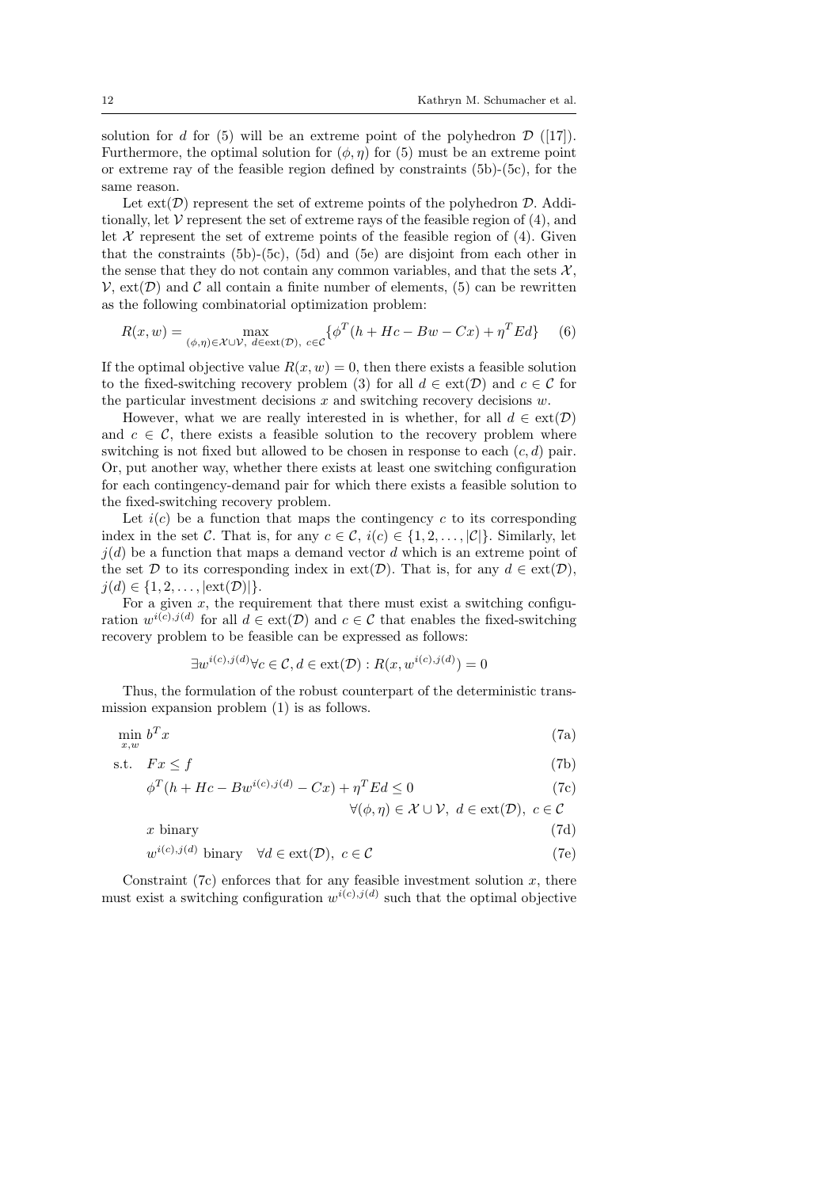solution for $d$ for (5) will be an extreme point of the polyhedron $\mathcal{D}$ ([17]). Furthermore, the optimal solution for $(\phi, \eta)$ for (5) must be an extreme point or extreme ray of the feasible region defined by constraints (5b)-(5c), for the same reason.

Let $\text{ext}(\mathcal{D})$ represent the set of extreme points of the polyhedron $\mathcal{D}$. Additionally, let $\mathcal{V}$ represent the set of extreme rays of the feasible region of (4), and let $\mathcal{X}$ represent the set of extreme points of the feasible region of (4). Given that the constraints (5b)-(5c), (5d) and (5e) are disjoint from each other in the sense that they do not contain any common variables, and that the sets $\mathcal{X}$, $\mathcal{V}$, $\text{ext}(\mathcal{D})$ and $\mathcal{C}$ all contain a finite number of elements, (5) can be rewritten as the following combinatorial optimization problem:

$$R(x, w) = \max_{(\phi,\eta)\in\mathcal{X}\cup\mathcal{V},\ d\in\text{ext}(\mathcal{D}),\ c\in\mathcal{C}} \{\phi^T(h + Hc - Bw - Cx) + \eta^T Ed\} \tag{6}$$

If the optimal objective value $R(x, w) = 0$, then there exists a feasible solution to the fixed-switching recovery problem (3) for all $d \in \text{ext}(\mathcal{D})$ and $c \in \mathcal{C}$ for the particular investment decisions $x$ and switching recovery decisions $w$.

However, what we are really interested in is whether, for all $d \in \text{ext}(\mathcal{D})$ and $c \in \mathcal{C}$, there exists a feasible solution to the recovery problem where switching is not fixed but allowed to be chosen in response to each $(c, d)$ pair. Or, put another way, whether there exists at least one switching configuration for each contingency-demand pair for which there exists a feasible solution to the fixed-switching recovery problem.

Let $i(c)$ be a function that maps the contingency $c$ to its corresponding index in the set $\mathcal{C}$. That is, for any $c \in \mathcal{C}$, $i(c) \in \{1, 2, \ldots, |\mathcal{C}|\}$. Similarly, let $j(d)$ be a function that maps a demand vector $d$ which is an extreme point of the set $\mathcal{D}$ to its corresponding index in $\text{ext}(\mathcal{D})$. That is, for any $d \in \text{ext}(\mathcal{D})$, $j(d) \in \{1, 2, \ldots, |\text{ext}(\mathcal{D})|\}$.

For a given $x$, the requirement that there must exist a switching configuration $w^{i(c),j(d)}$ for all $d \in \text{ext}(\mathcal{D})$ and $c \in \mathcal{C}$ that enables the fixed-switching recovery problem to be feasible can be expressed as follows:

$$\exists w^{i(c),j(d)} \forall c \in \mathcal{C}, d \in \text{ext}(\mathcal{D}) : R(x, w^{i(c),j(d)}) = 0$$

Thus, the formulation of the robust counterpart of the deterministic transmission expansion problem (1) is as follows.

$$\min_{x,w}\ b^T x \tag{7a}$$

$$\text{s.t.} \quad Fx \le f \tag{7b}$$

$$\phi^T(h + Hc - Bw^{i(c),j(d)} - Cx) + \eta^T Ed \le 0 \tag{7c}$$

$$\forall (\phi, \eta) \in \mathcal{X} \cup \mathcal{V},\ d \in \text{ext}(\mathcal{D}),\ c \in \mathcal{C}$$

$$x \text{ binary} \tag{7d}$$

$$w^{i(c),j(d)} \text{ binary} \quad \forall d \in \text{ext}(\mathcal{D}),\ c \in \mathcal{C} \tag{7e}$$

Constraint (7c) enforces that for any feasible investment solution $x$, there must exist a switching configuration $w^{i(c),j(d)}$ such that the optimal objective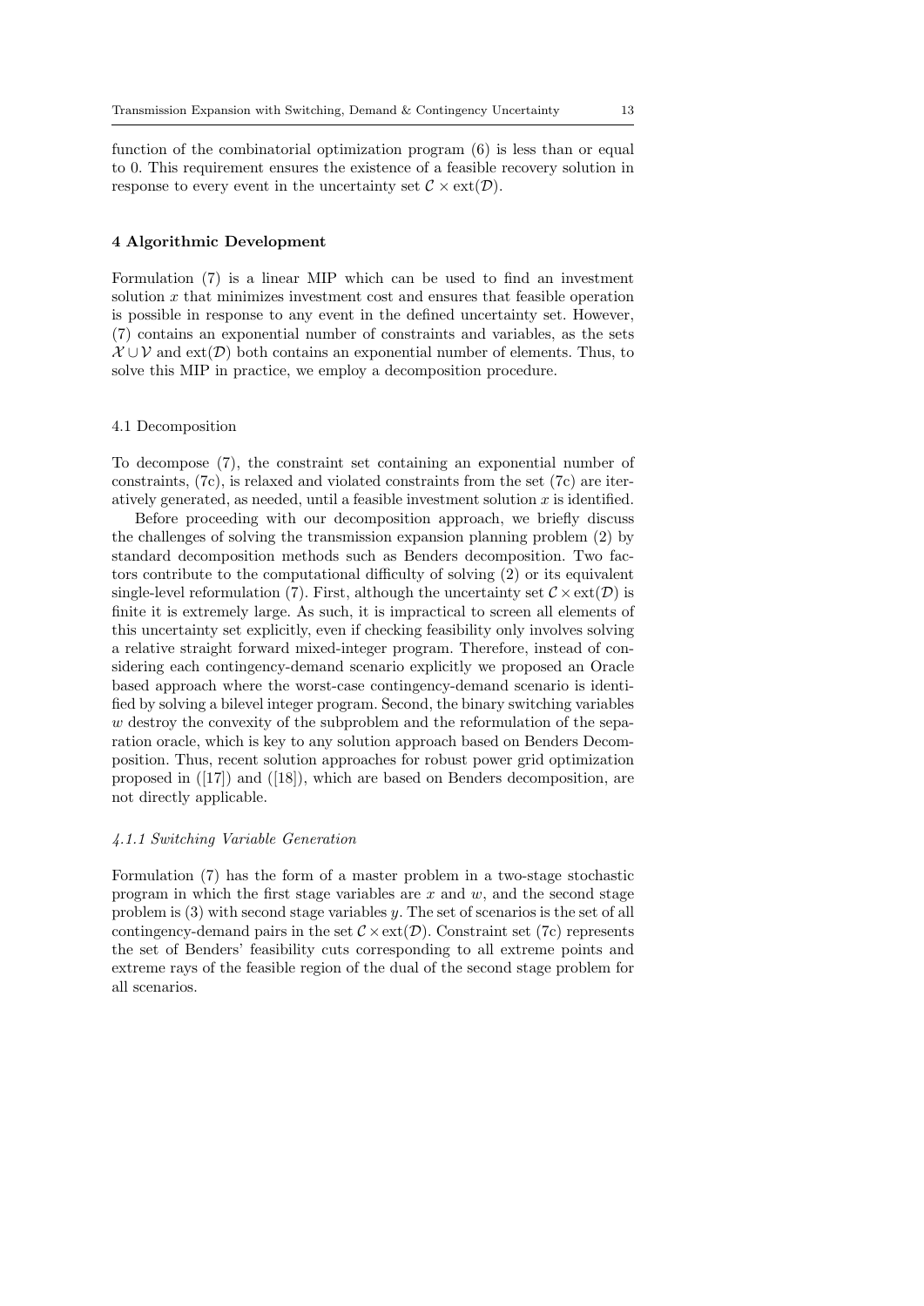function of the combinatorial optimization program (6) is less than or equal to 0. This requirement ensures the existence of a feasible recovery solution in response to every event in the uncertainty set $\mathcal{C} \times \mathrm{ext}(\mathcal{D})$.

## 4 Algorithmic Development

Formulation (7) is a linear MIP which can be used to find an investment solution $x$ that minimizes investment cost and ensures that feasible operation is possible in response to any event in the defined uncertainty set. However, (7) contains an exponential number of constraints and variables, as the sets $\mathcal{X} \cup \mathcal{V}$ and $\mathrm{ext}(\mathcal{D})$ both contains an exponential number of elements. Thus, to solve this MIP in practice, we employ a decomposition procedure.

### 4.1 Decomposition

To decompose (7), the constraint set containing an exponential number of constraints, (7c), is relaxed and violated constraints from the set (7c) are iteratively generated, as needed, until a feasible investment solution $x$ is identified.

Before proceeding with our decomposition approach, we briefly discuss the challenges of solving the transmission expansion planning problem (2) by standard decomposition methods such as Benders decomposition. Two factors contribute to the computational difficulty of solving (2) or its equivalent single-level reformulation (7). First, although the uncertainty set $\mathcal{C} \times \mathrm{ext}(\mathcal{D})$ is finite it is extremely large. As such, it is impractical to screen all elements of this uncertainty set explicitly, even if checking feasibility only involves solving a relative straight forward mixed-integer program. Therefore, instead of considering each contingency-demand scenario explicitly we proposed an Oracle based approach where the worst-case contingency-demand scenario is identified by solving a bilevel integer program. Second, the binary switching variables $w$ destroy the convexity of the subproblem and the reformulation of the separation oracle, which is key to any solution approach based on Benders Decomposition. Thus, recent solution approaches for robust power grid optimization proposed in ([17]) and ([18]), which are based on Benders decomposition, are not directly applicable.

#### *4.1.1 Switching Variable Generation*

Formulation (7) has the form of a master problem in a two-stage stochastic program in which the first stage variables are $x$ and $w$, and the second stage problem is (3) with second stage variables $y$. The set of scenarios is the set of all contingency-demand pairs in the set $\mathcal{C} \times \mathrm{ext}(\mathcal{D})$. Constraint set (7c) represents the set of Benders' feasibility cuts corresponding to all extreme points and extreme rays of the feasible region of the dual of the second stage problem for all scenarios.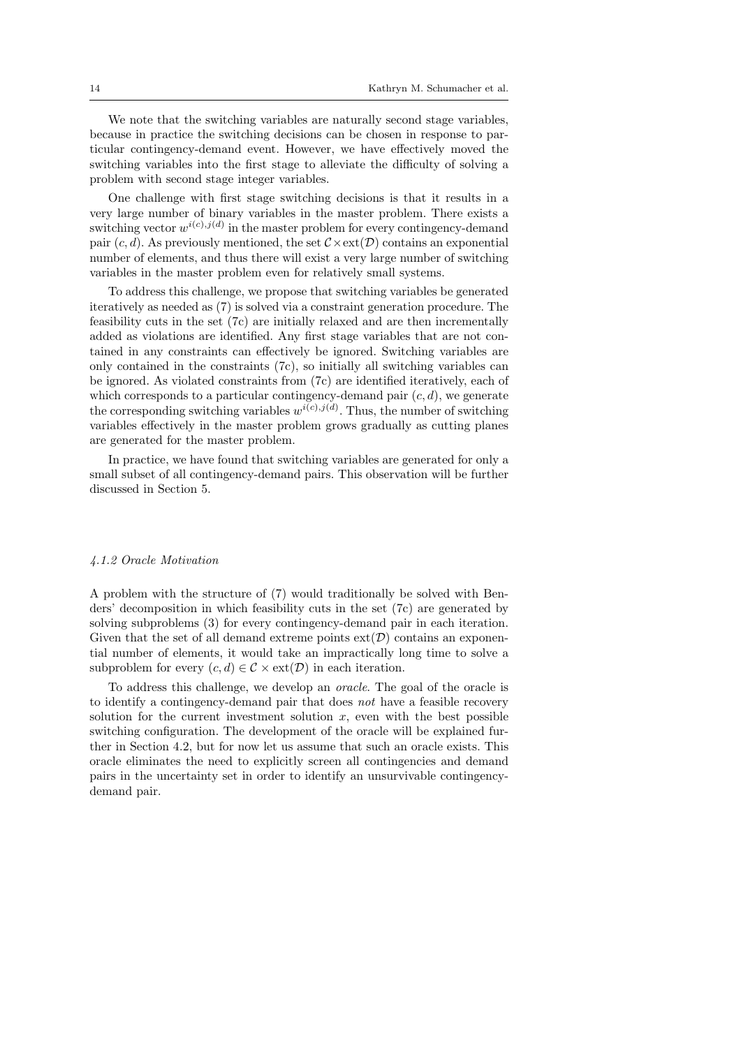We note that the switching variables are naturally second stage variables, because in practice the switching decisions can be chosen in response to particular contingency-demand event. However, we have effectively moved the switching variables into the first stage to alleviate the difficulty of solving a problem with second stage integer variables.

One challenge with first stage switching decisions is that it results in a very large number of binary variables in the master problem. There exists a switching vector $w^{i(c),j(d)}$ in the master problem for every contingency-demand pair $(c, d)$. As previously mentioned, the set $\mathcal{C} \times \mathrm{ext}(\mathcal{D})$ contains an exponential number of elements, and thus there will exist a very large number of switching variables in the master problem even for relatively small systems.

To address this challenge, we propose that switching variables be generated iteratively as needed as (7) is solved via a constraint generation procedure. The feasibility cuts in the set (7c) are initially relaxed and are then incrementally added as violations are identified. Any first stage variables that are not contained in any constraints can effectively be ignored. Switching variables are only contained in the constraints (7c), so initially all switching variables can be ignored. As violated constraints from (7c) are identified iteratively, each of which corresponds to a particular contingency-demand pair $(c, d)$, we generate the corresponding switching variables $w^{i(c),j(d)}$. Thus, the number of switching variables effectively in the master problem grows gradually as cutting planes are generated for the master problem.

In practice, we have found that switching variables are generated for only a small subset of all contingency-demand pairs. This observation will be further discussed in Section 5.

#### *4.1.2 Oracle Motivation*

A problem with the structure of (7) would traditionally be solved with Benders' decomposition in which feasibility cuts in the set (7c) are generated by solving subproblems (3) for every contingency-demand pair in each iteration. Given that the set of all demand extreme points $\mathrm{ext}(\mathcal{D})$ contains an exponential number of elements, it would take an impractically long time to solve a subproblem for every $(c, d) \in \mathcal{C} \times \mathrm{ext}(\mathcal{D})$ in each iteration.

To address this challenge, we develop an *oracle*. The goal of the oracle is to identify a contingency-demand pair that does *not* have a feasible recovery solution for the current investment solution $x$, even with the best possible switching configuration. The development of the oracle will be explained further in Section 4.2, but for now let us assume that such an oracle exists. This oracle eliminates the need to explicitly screen all contingencies and demand pairs in the uncertainty set in order to identify an unsurvivable contingency-demand pair.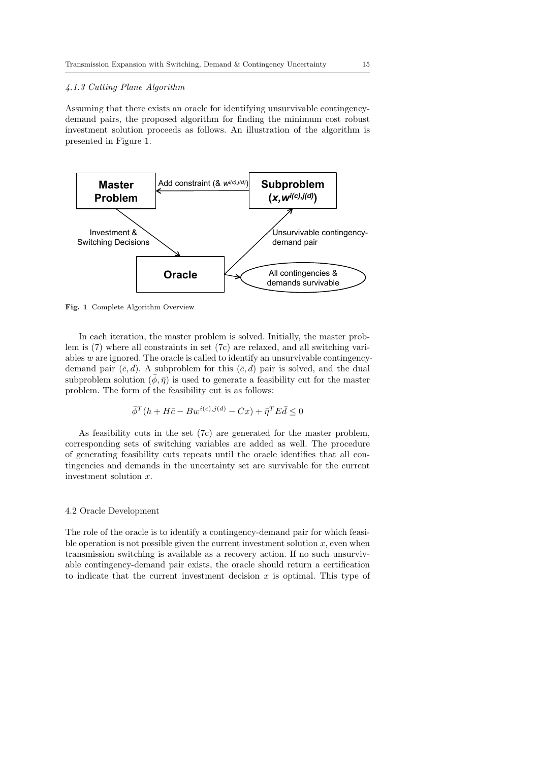#### 4.1.3 Cutting Plane Algorithm

Assuming that there exists an oracle for identifying unsurvivable contingency-demand pairs, the proposed algorithm for finding the minimum cost robust investment solution proceeds as follows. An illustration of the algorithm is presented in Figure 1.

Fig. 1 Complete Algorithm Overview

In each iteration, the master problem is solved. Initially, the master problem is (7) where all constraints in set (7c) are relaxed, and all switching variables $w$ are ignored. The oracle is called to identify an unsurvivable contingency-demand pair $(\bar{c}, \bar{d})$. A subproblem for this $(\bar{c}, \bar{d})$ pair is solved, and the dual subproblem solution $(\bar{\phi}, \bar{\eta})$ is used to generate a feasibility cut for the master problem. The form of the feasibility cut is as follows:

$$\bar{\phi}^T(h + H\bar{c} - Bw^{i(c),j(d)} - Cx) + \bar{\eta}^T E\bar{d} \leq 0$$

As feasibility cuts in the set (7c) are generated for the master problem, corresponding sets of switching variables are added as well. The procedure of generating feasibility cuts repeats until the oracle identifies that all contingencies and demands in the uncertainty set are survivable for the current investment solution $x$.

### 4.2 Oracle Development

The role of the oracle is to identify a contingency-demand pair for which feasible operation is not possible given the current investment solution $x$, even when transmission switching is available as a recovery action. If no such unsurvivable contingency-demand pair exists, the oracle should return a certification to indicate that the current investment decision $x$ is optimal. This type of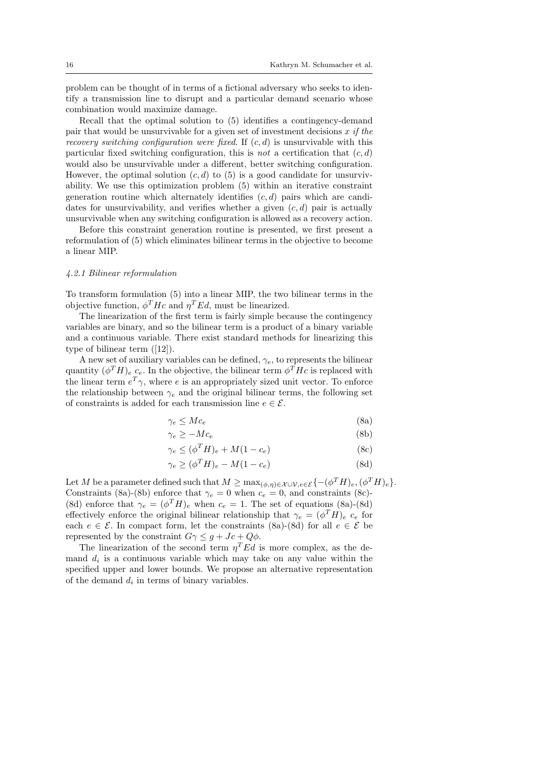problem can be thought of in terms of a fictional adversary who seeks to identify a transmission line to disrupt and a particular demand scenario whose combination would maximize damage.

Recall that the optimal solution to (5) identifies a contingency-demand pair that would be unsurvivable for a given set of investment decisions $x$ *if the recovery switching configuration were fixed*. If $(c, d)$ is unsurvivable with this particular fixed switching configuration, this is *not* a certification that $(c, d)$ would also be unsurvivable under a different, better switching configuration. However, the optimal solution $(c, d)$ to (5) is a good candidate for unsurvivability. We use this optimization problem (5) within an iterative constraint generation routine which alternately identifies $(c, d)$ pairs which are candidates for unsurvivability, and verifies whether a given $(c, d)$ pair is actually unsurvivable when any switching configuration is allowed as a recovery action.

Before this constraint generation routine is presented, we first present a reformulation of (5) which eliminates bilinear terms in the objective to become a linear MIP.

#### *4.2.1 Bilinear reformulation*

To transform formulation (5) into a linear MIP, the two bilinear terms in the objective function, $\phi^T Hc$ and $\eta^T Ed$, must be linearized.

The linearization of the first term is fairly simple because the contingency variables are binary, and so the bilinear term is a product of a binary variable and a continuous variable. There exist standard methods for linearizing this type of bilinear term ([12]).

A new set of auxiliary variables can be defined, $\gamma_e$, to represents the bilinear quantity $(\phi^T H)_e \, c_e$. In the objective, the bilinear term $\phi^T Hc$ is replaced with the linear term $e^T \gamma$, where $e$ is an appropriately sized unit vector. To enforce the relationship between $\gamma_e$ and the original bilinear terms, the following set of constraints is added for each transmission line $e \in \mathcal{E}$.

$$\gamma_e \leq M c_e \tag{8a}$$

$$\gamma_e \geq -M c_e \tag{8b}$$

$$\gamma_e \leq (\phi^T H)_e + M(1 - c_e) \tag{8c}$$

$$\gamma_e \geq (\phi^T H)_e - M(1 - c_e) \tag{8d}$$

Let $M$ be a parameter defined such that $M \geq \max_{(\phi,\eta) \in \mathcal{X} \cup \mathcal{V}, e \in \mathcal{E}} \{-(\phi^T H)_e, (\phi^T H)_e\}$. Constraints (8a)-(8b) enforce that $\gamma_e = 0$ when $c_e = 0$, and constraints (8c)-(8d) enforce that $\gamma_e = (\phi^T H)_e$ when $c_e = 1$. The set of equations (8a)-(8d) effectively enforce the original bilinear relationship that $\gamma_e = (\phi^T H)_e \, c_e$ for each $e \in \mathcal{E}$. In compact form, let the constraints (8a)-(8d) for all $e \in \mathcal{E}$ be represented by the constraint $G\gamma \leq g + Jc + Q\phi$.

The linearization of the second term $\eta^T Ed$ is more complex, as the demand $d_i$ is a continuous variable which may take on any value within the specified upper and lower bounds. We propose an alternative representation of the demand $d_i$ in terms of binary variables.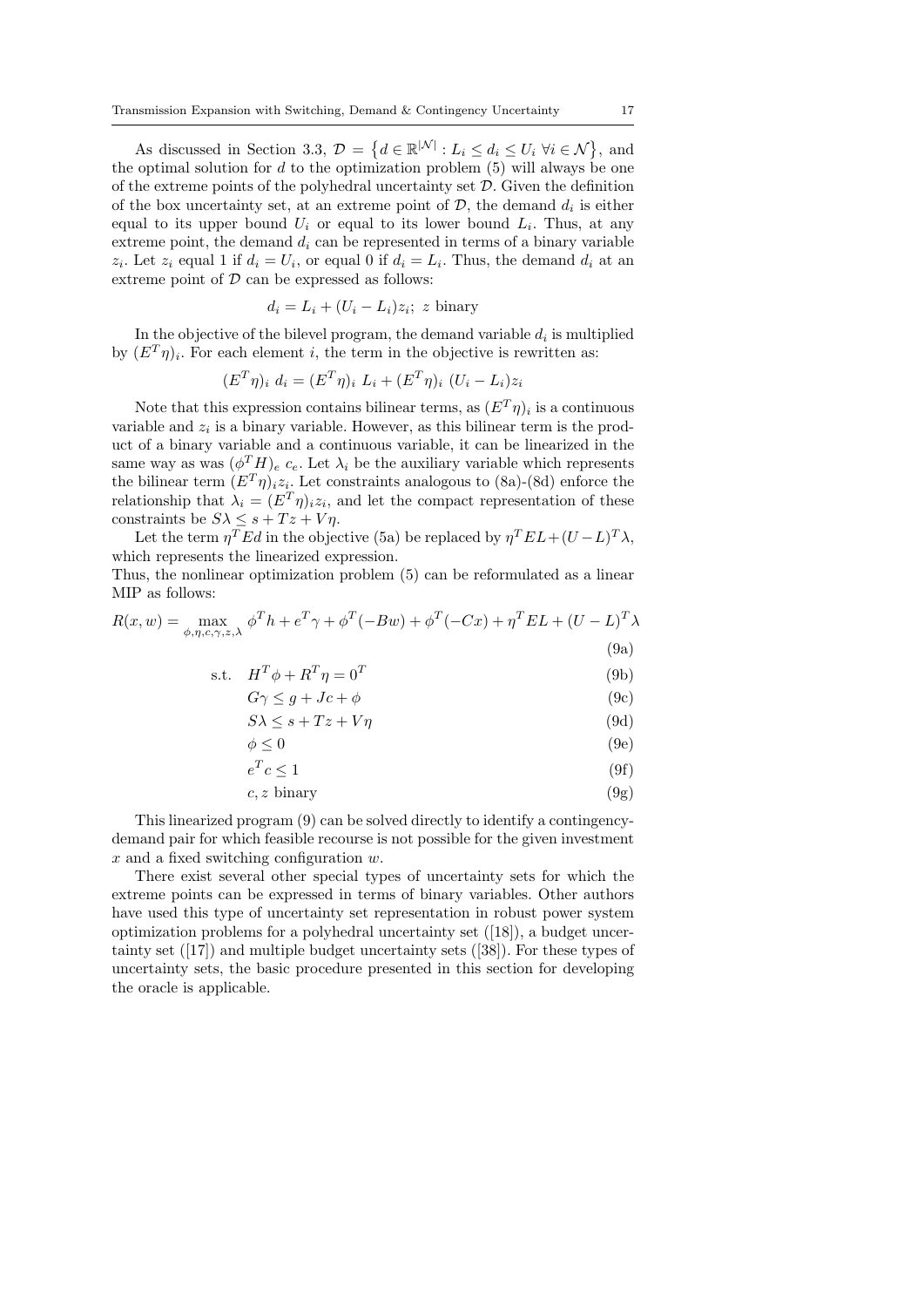As discussed in Section 3.3, $\mathcal{D} = \left\{d \in \mathbb{R}^{|\mathcal{N}|} : L_i \leq d_i \leq U_i \ \forall i \in \mathcal{N}\right\}$, and the optimal solution for $d$ to the optimization problem (5) will always be one of the extreme points of the polyhedral uncertainty set $\mathcal{D}$. Given the definition of the box uncertainty set, at an extreme point of $\mathcal{D}$, the demand $d_i$ is either equal to its upper bound $U_i$ or equal to its lower bound $L_i$. Thus, at any extreme point, the demand $d_i$ can be represented in terms of a binary variable $z_i$. Let $z_i$ equal 1 if $d_i = U_i$, or equal 0 if $d_i = L_i$. Thus, the demand $d_i$ at an extreme point of $\mathcal{D}$ can be expressed as follows:

$$d_i = L_i + (U_i - L_i)z_i;\ z \text{ binary}$$

In the objective of the bilevel program, the demand variable $d_i$ is multiplied by $(E^T\eta)_i$. For each element $i$, the term in the objective is rewritten as:

$$(E^T\eta)_i\ d_i = (E^T\eta)_i\ L_i + (E^T\eta)_i\ (U_i - L_i)z_i$$

Note that this expression contains bilinear terms, as $(E^T\eta)_i$ is a continuous variable and $z_i$ is a binary variable. However, as this bilinear term is the product of a binary variable and a continuous variable, it can be linearized in the same way as was $(\phi^T H)_e\ c_e$. Let $\lambda_i$ be the auxiliary variable which represents the bilinear term $(E^T\eta)_i z_i$. Let constraints analogous to (8a)-(8d) enforce the relationship that $\lambda_i = (E^T\eta)_i z_i$, and let the compact representation of these constraints be $S\lambda \leq s + Tz + V\eta$.

Let the term $\eta^T Ed$ in the objective (5a) be replaced by $\eta^T EL + (U-L)^T\lambda$, which represents the linearized expression.

Thus, the nonlinear optimization problem (5) can be reformulated as a linear MIP as follows:

$$R(x,w) = \max_{\phi,\eta,c,\gamma,z,\lambda} \phi^T h + e^T\gamma + \phi^T(-Bw) + \phi^T(-Cx) + \eta^T EL + (U-L)^T\lambda \tag{9a}$$

$$\text{s.t.} \quad H^T\phi + R^T\eta = 0^T \tag{9b}$$

$$G\gamma \leq g + Jc + \phi \tag{9c}$$

$$S\lambda \leq s + Tz + V\eta \tag{9d}$$

$$\phi \leq 0 \tag{9e}$$

$$e^T c \leq 1 \tag{9f}$$

$$c, z \text{ binary} \tag{9g}$$

This linearized program (9) can be solved directly to identify a contingency-demand pair for which feasible recourse is not possible for the given investment $x$ and a fixed switching configuration $w$.

There exist several other special types of uncertainty sets for which the extreme points can be expressed in terms of binary variables. Other authors have used this type of uncertainty set representation in robust power system optimization problems for a polyhedral uncertainty set ([18]), a budget uncertainty set ([17]) and multiple budget uncertainty sets ([38]). For these types of uncertainty sets, the basic procedure presented in this section for developing the oracle is applicable.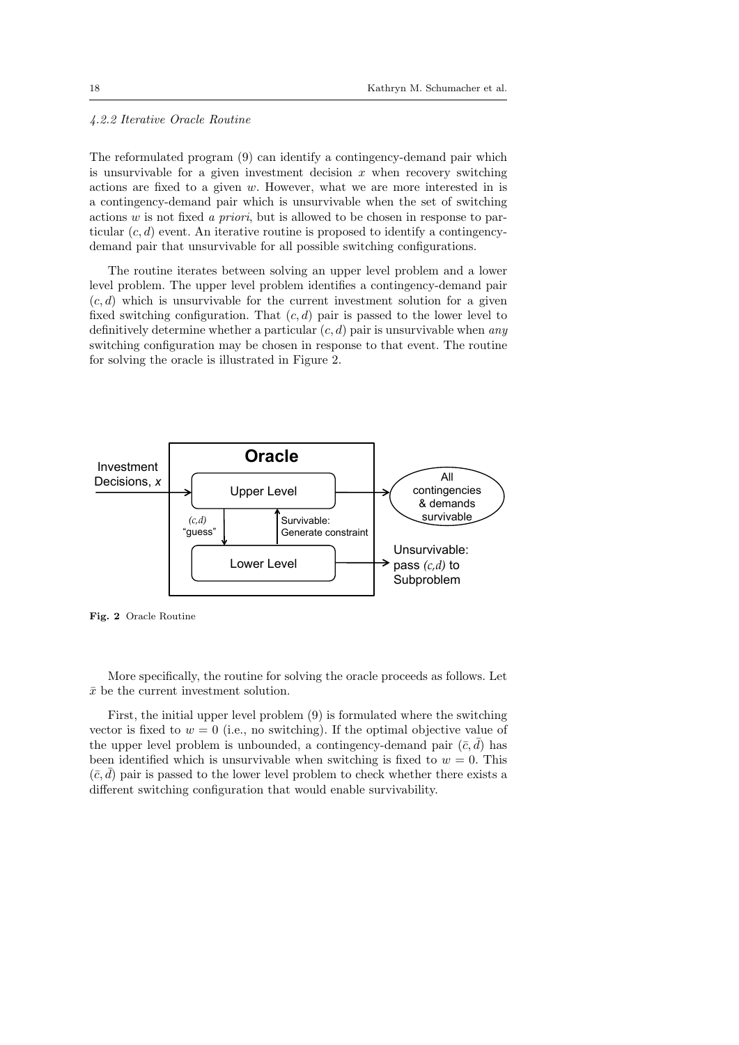#### 4.2.2 Iterative Oracle Routine

The reformulated program (9) can identify a contingency-demand pair which is unsurvivable for a given investment decision $x$ when recovery switching actions are fixed to a given $w$. However, what we are more interested in is a contingency-demand pair which is unsurvivable when the set of switching actions $w$ is not fixed *a priori*, but is allowed to be chosen in response to particular $(c, d)$ event. An iterative routine is proposed to identify a contingency-demand pair that unsurvivable for all possible switching configurations.

The routine iterates between solving an upper level problem and a lower level problem. The upper level problem identifies a contingency-demand pair $(c, d)$ which is unsurvivable for the current investment solution for a given fixed switching configuration. That $(c, d)$ pair is passed to the lower level to definitively determine whether a particular $(c, d)$ pair is unsurvivable when *any* switching configuration may be chosen in response to that event. The routine for solving the oracle is illustrated in Figure 2.

**Fig. 2** Oracle Routine

More specifically, the routine for solving the oracle proceeds as follows. Let $\bar{x}$ be the current investment solution.

First, the initial upper level problem (9) is formulated where the switching vector is fixed to $w = 0$ (i.e., no switching). If the optimal objective value of the upper level problem is unbounded, a contingency-demand pair $(\bar{c}, \bar{d})$ has been identified which is unsurvivable when switching is fixed to $w = 0$. This $(\bar{c}, \bar{d})$ pair is passed to the lower level problem to check whether there exists a different switching configuration that would enable survivability.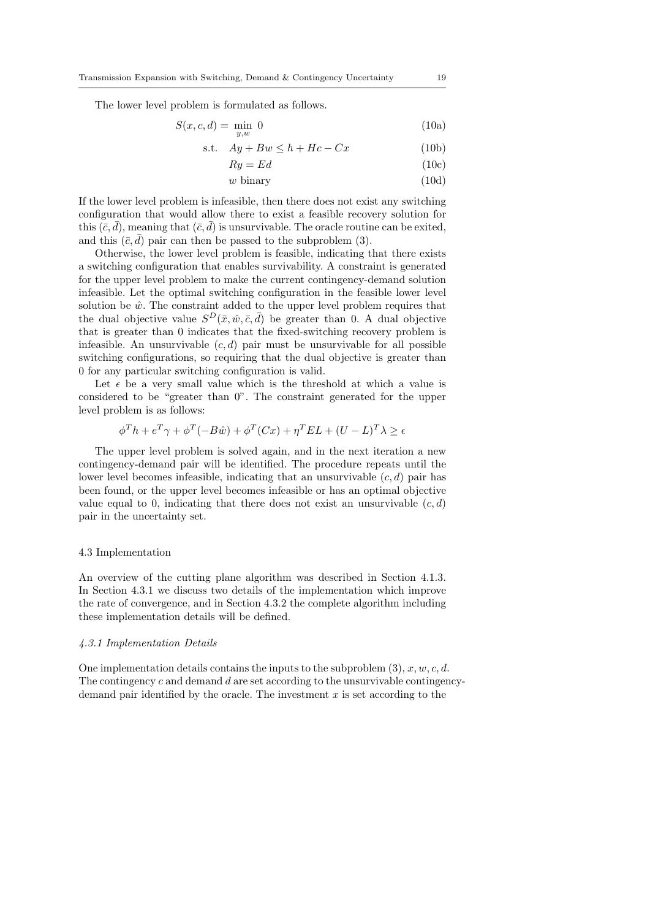The lower level problem is formulated as follows.

$$S(x,c,d) = \min_{y,w} \; 0 \tag{10a}$$

$$\text{s.t.} \quad Ay + Bw \leq h + Hc - Cx \tag{10b}$$

$$Ry = Ed \tag{10c}$$

$$w \text{ binary} \tag{10d}$$

If the lower level problem is infeasible, then there does not exist any switching configuration that would allow there to exist a feasible recovery solution for this $(\bar{c}, \bar{d})$, meaning that $(\bar{c}, \bar{d})$ is unsurvivable. The oracle routine can be exited, and this $(\bar{c}, \bar{d})$ pair can then be passed to the subproblem (3).

Otherwise, the lower level problem is feasible, indicating that there exists a switching configuration that enables survivability. A constraint is generated for the upper level problem to make the current contingency-demand solution infeasible. Let the optimal switching configuration in the feasible lower level solution be $\hat{w}$. The constraint added to the upper level problem requires that the dual objective value $S^D(\bar{x}, \hat{w}, \bar{c}, \bar{d})$ be greater than 0. A dual objective that is greater than 0 indicates that the fixed-switching recovery problem is infeasible. An unsurvivable $(c, d)$ pair must be unsurvivable for all possible switching configurations, so requiring that the dual objective is greater than 0 for any particular switching configuration is valid.

Let $\epsilon$ be a very small value which is the threshold at which a value is considered to be "greater than 0". The constraint generated for the upper level problem is as follows:

$$\phi^T h + e^T \gamma + \phi^T(-B\hat{w}) + \phi^T(Cx) + \eta^T EL + (U - L)^T \lambda \geq \epsilon$$

The upper level problem is solved again, and in the next iteration a new contingency-demand pair will be identified. The procedure repeats until the lower level becomes infeasible, indicating that an unsurvivable $(c, d)$ pair has been found, or the upper level becomes infeasible or has an optimal objective value equal to 0, indicating that there does not exist an unsurvivable $(c, d)$ pair in the uncertainty set.

## 4.3 Implementation

An overview of the cutting plane algorithm was described in Section 4.1.3. In Section 4.3.1 we discuss two details of the implementation which improve the rate of convergence, and in Section 4.3.2 the complete algorithm including these implementation details will be defined.

### *4.3.1 Implementation Details*

One implementation details contains the inputs to the subproblem (3), $x, w, c, d$. The contingency $c$ and demand $d$ are set according to the unsurvivable contingency-demand pair identified by the oracle. The investment $x$ is set according to the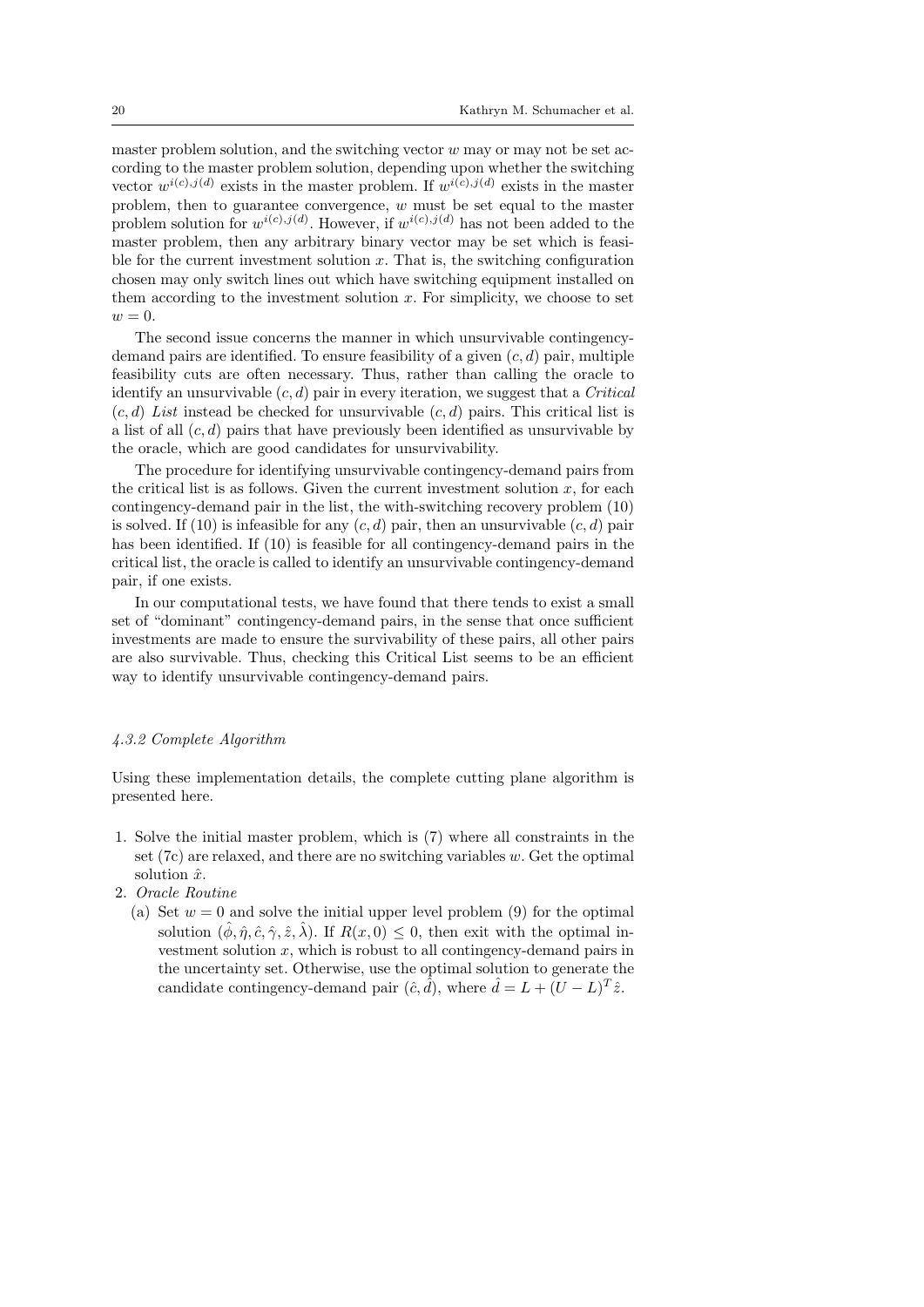master problem solution, and the switching vector $w$ may or may not be set according to the master problem solution, depending upon whether the switching vector $w^{i(c),j(d)}$ exists in the master problem. If $w^{i(c),j(d)}$ exists in the master problem, then to guarantee convergence, $w$ must be set equal to the master problem solution for $w^{i(c),j(d)}$. However, if $w^{i(c),j(d)}$ has not been added to the master problem, then any arbitrary binary vector may be set which is feasible for the current investment solution $x$. That is, the switching configuration chosen may only switch lines out which have switching equipment installed on them according to the investment solution $x$. For simplicity, we choose to set $w = 0$.

The second issue concerns the manner in which unsurvivable contingency-demand pairs are identified. To ensure feasibility of a given $(c, d)$ pair, multiple feasibility cuts are often necessary. Thus, rather than calling the oracle to identify an unsurvivable $(c, d)$ pair in every iteration, we suggest that a *Critical* $(c, d)$ *List* instead be checked for unsurvivable $(c, d)$ pairs. This critical list is a list of all $(c, d)$ pairs that have previously been identified as unsurvivable by the oracle, which are good candidates for unsurvivability.

The procedure for identifying unsurvivable contingency-demand pairs from the critical list is as follows. Given the current investment solution $x$, for each contingency-demand pair in the list, the with-switching recovery problem (10) is solved. If (10) is infeasible for any $(c, d)$ pair, then an unsurvivable $(c, d)$ pair has been identified. If (10) is feasible for all contingency-demand pairs in the critical list, the oracle is called to identify an unsurvivable contingency-demand pair, if one exists.

In our computational tests, we have found that there tends to exist a small set of "dominant" contingency-demand pairs, in the sense that once sufficient investments are made to ensure the survivability of these pairs, all other pairs are also survivable. Thus, checking this Critical List seems to be an efficient way to identify unsurvivable contingency-demand pairs.

#### *4.3.2 Complete Algorithm*

Using these implementation details, the complete cutting plane algorithm is presented here.

1. Solve the initial master problem, which is (7) where all constraints in the set (7c) are relaxed, and there are no switching variables $w$. Get the optimal solution $\hat{x}$.
2. *Oracle Routine*
   (a) Set $w = 0$ and solve the initial upper level problem (9) for the optimal solution $(\hat{\phi}, \hat{\eta}, \hat{c}, \hat{\gamma}, \hat{z}, \hat{\lambda})$. If $R(x, 0) \leq 0$, then exit with the optimal investment solution $x$, which is robust to all contingency-demand pairs in the uncertainty set. Otherwise, use the optimal solution to generate the candidate contingency-demand pair $(\hat{c}, \hat{d})$, where $\hat{d} = L + (U - L)^T \hat{z}$.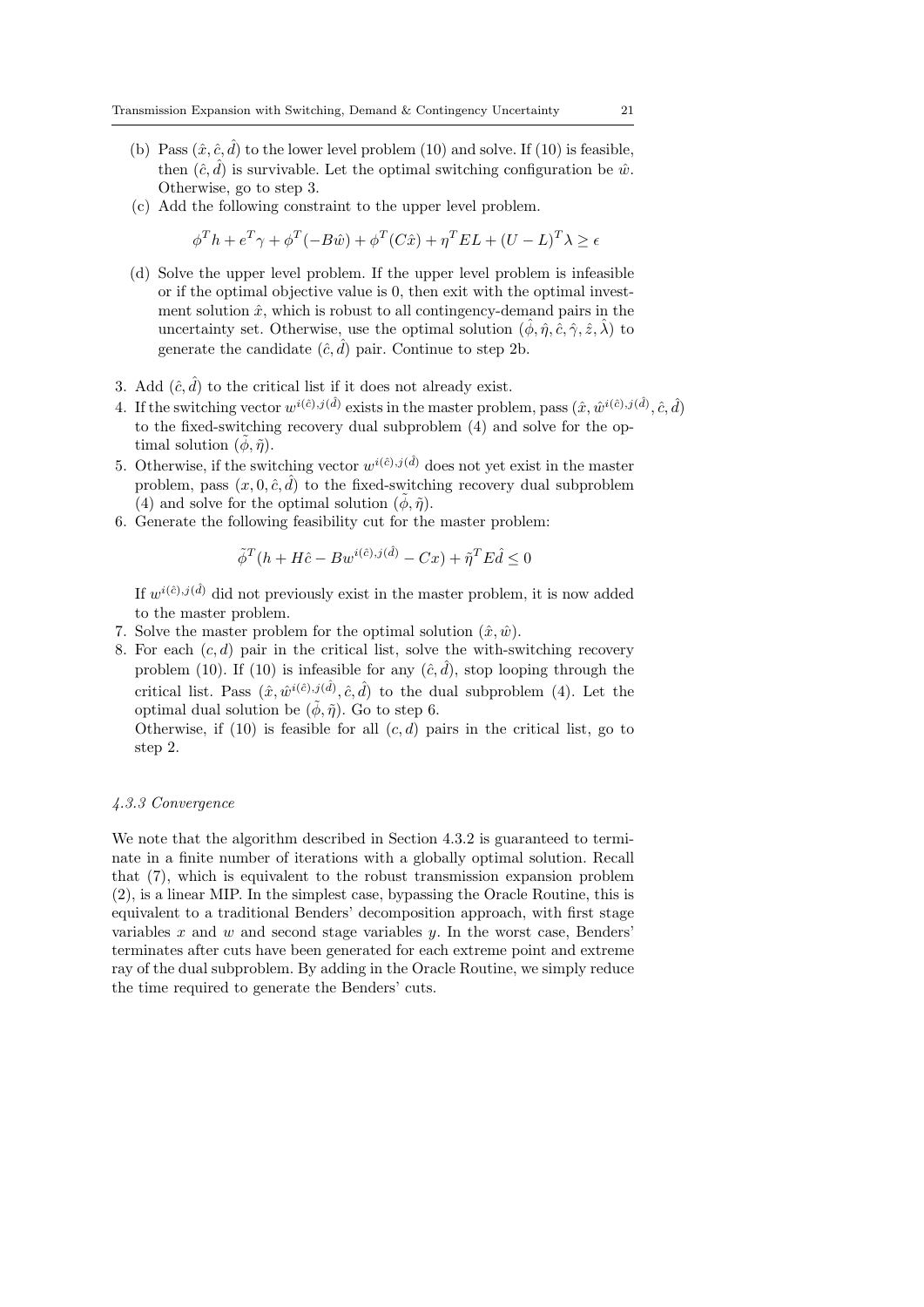(b) Pass $(\hat{x}, \hat{c}, \hat{d})$ to the lower level problem (10) and solve. If (10) is feasible, then $(\hat{c}, \hat{d})$ is survivable. Let the optimal switching configuration be $\hat{w}$. Otherwise, go to step 3.

(c) Add the following constraint to the upper level problem.

$$\phi^T h + e^T \gamma + \phi^T(-B\hat{w}) + \phi^T(C\hat{x}) + \eta^T EL + (U-L)^T \lambda \geq \epsilon$$

(d) Solve the upper level problem. If the upper level problem is infeasible or if the optimal objective value is 0, then exit with the optimal investment solution $\hat{x}$, which is robust to all contingency-demand pairs in the uncertainty set. Otherwise, use the optimal solution $(\hat{\phi}, \hat{\eta}, \hat{c}, \hat{\gamma}, \hat{z}, \hat{\lambda})$ to generate the candidate $(\hat{c}, \hat{d})$ pair. Continue to step 2b.

3. Add $(\hat{c}, \hat{d})$ to the critical list if it does not already exist.
4. If the switching vector $w^{i(\hat{c}),j(\hat{d})}$ exists in the master problem, pass $(\hat{x}, \hat{w}^{i(\hat{c}),j(\hat{d})}, \hat{c}, \hat{d})$ to the fixed-switching recovery dual subproblem (4) and solve for the optimal solution $(\tilde{\phi}, \tilde{\eta})$.
5. Otherwise, if the switching vector $w^{i(\hat{c}),j(\hat{d})}$ does not yet exist in the master problem, pass $(x, 0, \hat{c}, \hat{d})$ to the fixed-switching recovery dual subproblem (4) and solve for the optimal solution $(\tilde{\phi}, \tilde{\eta})$.
6. Generate the following feasibility cut for the master problem:

$$\tilde{\phi}^T(h + H\hat{c} - Bw^{i(\hat{c}),j(\hat{d})} - Cx) + \tilde{\eta}^T E\hat{d} \leq 0$$

If $w^{i(\hat{c}),j(\hat{d})}$ did not previously exist in the master problem, it is now added to the master problem.

7. Solve the master problem for the optimal solution $(\hat{x}, \hat{w})$.
8. For each $(c, d)$ pair in the critical list, solve the with-switching recovery problem (10). If (10) is infeasible for any $(\hat{c}, \hat{d})$, stop looping through the critical list. Pass $(\hat{x}, \hat{w}^{i(\hat{c}),j(\hat{d})}, \hat{c}, \hat{d})$ to the dual subproblem (4). Let the optimal dual solution be $(\tilde{\phi}, \tilde{\eta})$. Go to step 6.
Otherwise, if (10) is feasible for all $(c, d)$ pairs in the critical list, go to step 2.

#### *4.3.3 Convergence*

We note that the algorithm described in Section 4.3.2 is guaranteed to terminate in a finite number of iterations with a globally optimal solution. Recall that (7), which is equivalent to the robust transmission expansion problem (2), is a linear MIP. In the simplest case, bypassing the Oracle Routine, this is equivalent to a traditional Benders' decomposition approach, with first stage variables $x$ and $w$ and second stage variables $y$. In the worst case, Benders' terminates after cuts have been generated for each extreme point and extreme ray of the dual subproblem. By adding in the Oracle Routine, we simply reduce the time required to generate the Benders' cuts.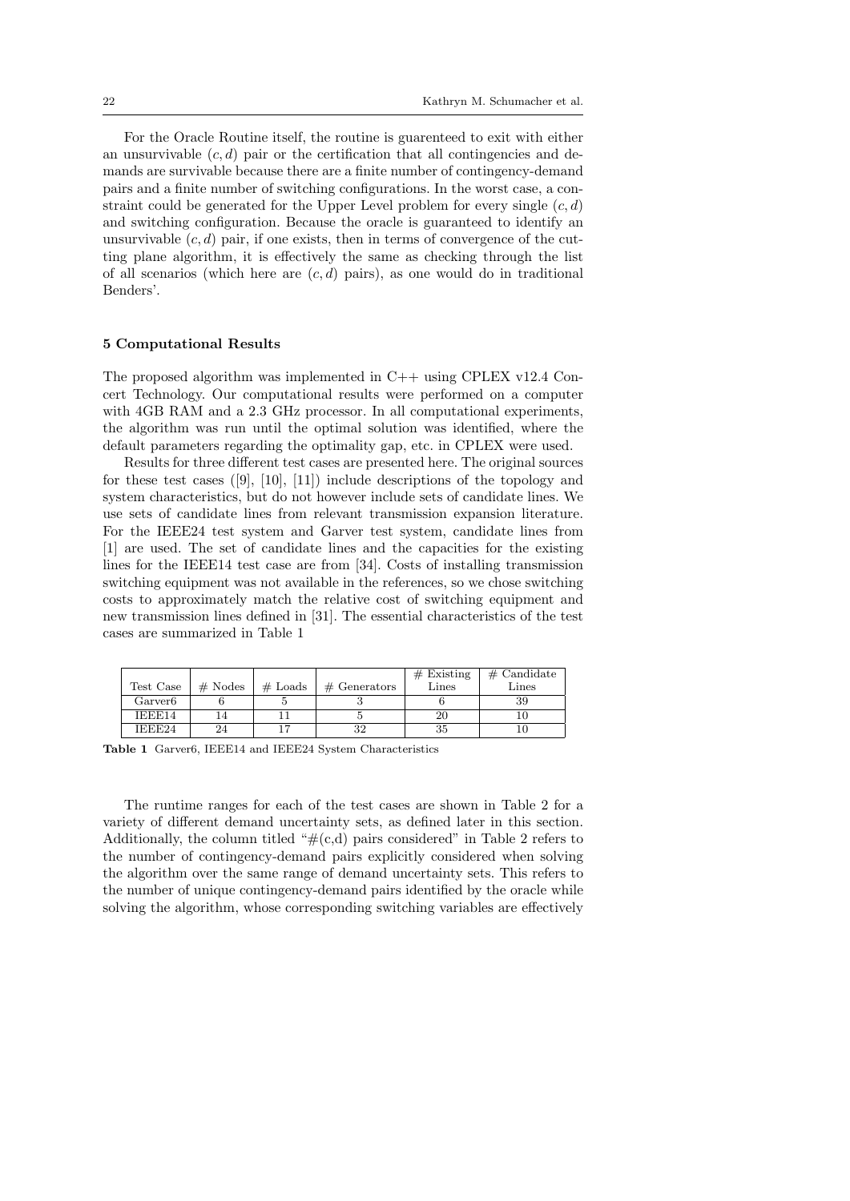For the Oracle Routine itself, the routine is guarenteed to exit with either an unsurvivable $(c, d)$ pair or the certification that all contingencies and demands are survivable because there are a finite number of contingency-demand pairs and a finite number of switching configurations. In the worst case, a constraint could be generated for the Upper Level problem for every single $(c, d)$ and switching configuration. Because the oracle is guaranteed to identify an unsurvivable $(c, d)$ pair, if one exists, then in terms of convergence of the cutting plane algorithm, it is effectively the same as checking through the list of all scenarios (which here are $(c, d)$ pairs), as one would do in traditional Benders'.

## 5 Computational Results

The proposed algorithm was implemented in C++ using CPLEX v12.4 Concert Technology. Our computational results were performed on a computer with 4GB RAM and a 2.3 GHz processor. In all computational experiments, the algorithm was run until the optimal solution was identified, where the default parameters regarding the optimality gap, etc. in CPLEX were used.

Results for three different test cases are presented here. The original sources for these test cases ([9], [10], [11]) include descriptions of the topology and system characteristics, but do not however include sets of candidate lines. We use sets of candidate lines from relevant transmission expansion literature. For the IEEE24 test system and Garver test system, candidate lines from [1] are used. The set of candidate lines and the capacities for the existing lines for the IEEE14 test case are from [34]. Costs of installing transmission switching equipment was not available in the references, so we chose switching costs to approximately match the relative cost of switching equipment and new transmission lines defined in [31]. The essential characteristics of the test cases are summarized in Table 1

| Test Case | # Nodes | # Loads | # Generators | # Existing Lines | # Candidate Lines |
|---|---|---|---|---|---|
| Garver6 | 6 | 5 | 3 | 6 | 39 |
| IEEE14 | 14 | 11 | 5 | 20 | 10 |
| IEEE24 | 24 | 17 | 32 | 35 | 10 |

**Table 1** Garver6, IEEE14 and IEEE24 System Characteristics

The runtime ranges for each of the test cases are shown in Table 2 for a variety of different demand uncertainty sets, as defined later in this section. Additionally, the column titled "#(c,d) pairs considered" in Table 2 refers to the number of contingency-demand pairs explicitly considered when solving the algorithm over the same range of demand uncertainty sets. This refers to the number of unique contingency-demand pairs identified by the oracle while solving the algorithm, whose corresponding switching variables are effectively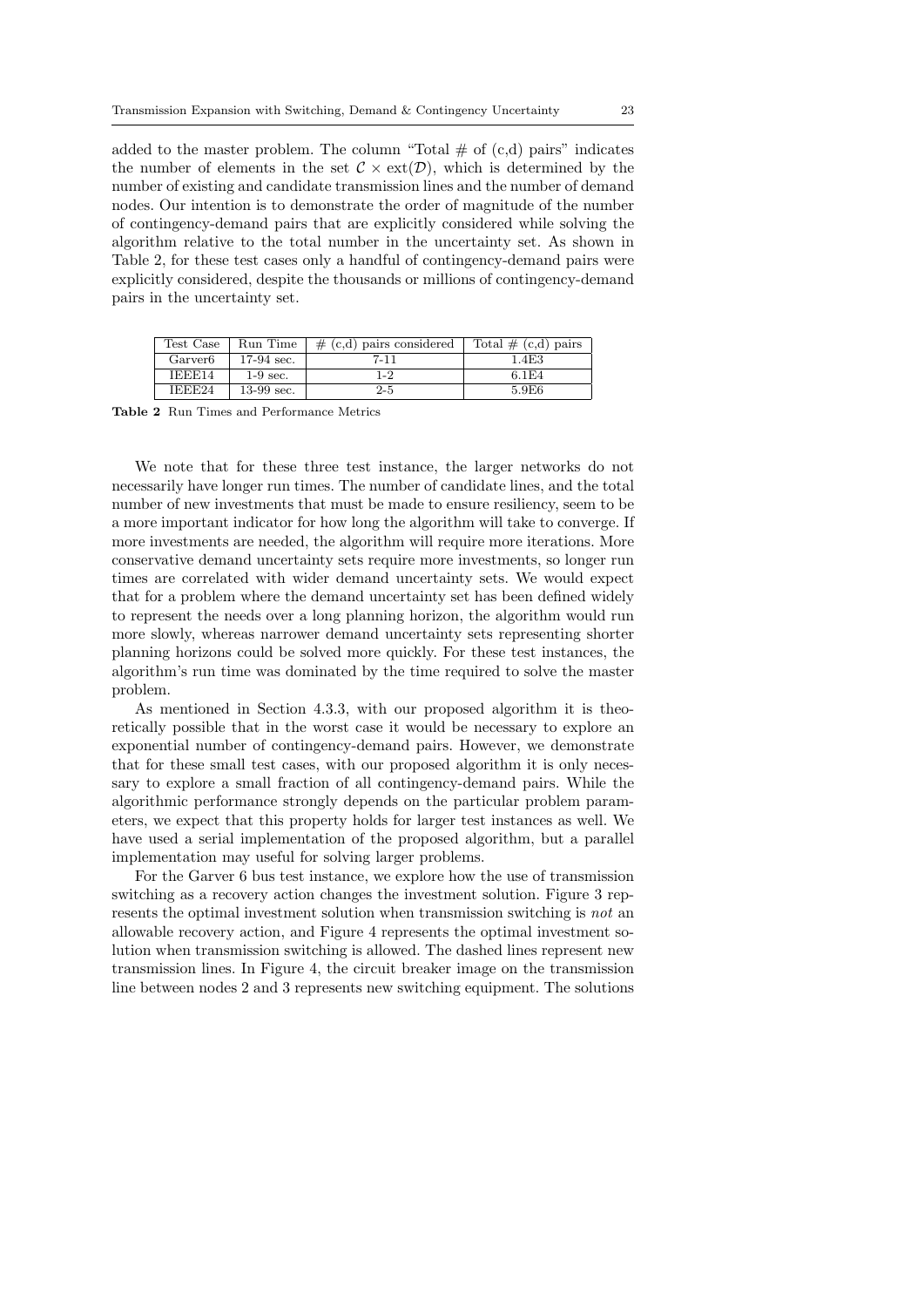added to the master problem. The column "Total # of (c,d) pairs" indicates the number of elements in the set $\mathcal{C} \times \text{ext}(\mathcal{D})$, which is determined by the number of existing and candidate transmission lines and the number of demand nodes. Our intention is to demonstrate the order of magnitude of the number of contingency-demand pairs that are explicitly considered while solving the algorithm relative to the total number in the uncertainty set. As shown in Table 2, for these test cases only a handful of contingency-demand pairs were explicitly considered, despite the thousands or millions of contingency-demand pairs in the uncertainty set.

| Test Case | Run Time | # (c,d) pairs considered | Total # (c,d) pairs |
|---|---|---|---|
| Garver6 | 17-94 sec. | 7-11 | 1.4E3 |
| IEEE14 | 1-9 sec. | 1-2 | 6.1E4 |
| IEEE24 | 13-99 sec. | 2-5 | 5.9E6 |

**Table 2** Run Times and Performance Metrics

We note that for these three test instance, the larger networks do not necessarily have longer run times. The number of candidate lines, and the total number of new investments that must be made to ensure resiliency, seem to be a more important indicator for how long the algorithm will take to converge. If more investments are needed, the algorithm will require more iterations. More conservative demand uncertainty sets require more investments, so longer run times are correlated with wider demand uncertainty sets. We would expect that for a problem where the demand uncertainty set has been defined widely to represent the needs over a long planning horizon, the algorithm would run more slowly, whereas narrower demand uncertainty sets representing shorter planning horizons could be solved more quickly. For these test instances, the algorithm's run time was dominated by the time required to solve the master problem.

As mentioned in Section 4.3.3, with our proposed algorithm it is theoretically possible that in the worst case it would be necessary to explore an exponential number of contingency-demand pairs. However, we demonstrate that for these small test cases, with our proposed algorithm it is only necessary to explore a small fraction of all contingency-demand pairs. While the algorithmic performance strongly depends on the particular problem parameters, we expect that this property holds for larger test instances as well. We have used a serial implementation of the proposed algorithm, but a parallel implementation may useful for solving larger problems.

For the Garver 6 bus test instance, we explore how the use of transmission switching as a recovery action changes the investment solution. Figure 3 represents the optimal investment solution when transmission switching is *not* an allowable recovery action, and Figure 4 represents the optimal investment solution when transmission switching is allowed. The dashed lines represent new transmission lines. In Figure 4, the circuit breaker image on the transmission line between nodes 2 and 3 represents new switching equipment. The solutions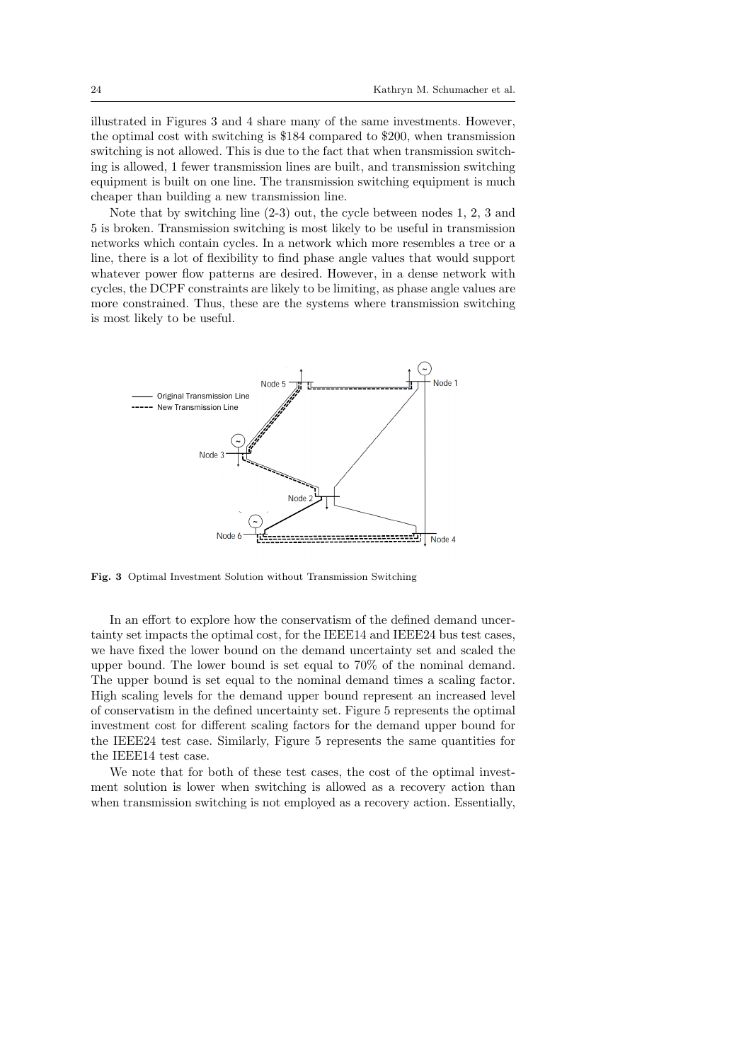illustrated in Figures 3 and 4 share many of the same investments. However, the optimal cost with switching is \$184 compared to \$200, when transmission switching is not allowed. This is due to the fact that when transmission switching is allowed, 1 fewer transmission lines are built, and transmission switching equipment is built on one line. The transmission switching equipment is much cheaper than building a new transmission line.

Note that by switching line (2-3) out, the cycle between nodes 1, 2, 3 and 5 is broken. Transmission switching is most likely to be useful in transmission networks which contain cycles. In a network which more resembles a tree or a line, there is a lot of flexibility to find phase angle values that would support whatever power flow patterns are desired. However, in a dense network with cycles, the DCPF constraints are likely to be limiting, as phase angle values are more constrained. Thus, these are the systems where transmission switching is most likely to be useful.

**Fig. 3** Optimal Investment Solution without Transmission Switching

In an effort to explore how the conservatism of the defined demand uncertainty set impacts the optimal cost, for the IEEE14 and IEEE24 bus test cases, we have fixed the lower bound on the demand uncertainty set and scaled the upper bound. The lower bound is set equal to 70% of the nominal demand. The upper bound is set equal to the nominal demand times a scaling factor. High scaling levels for the demand upper bound represent an increased level of conservatism in the defined uncertainty set. Figure 5 represents the optimal investment cost for different scaling factors for the demand upper bound for the IEEE24 test case. Similarly, Figure 5 represents the same quantities for the IEEE14 test case.

We note that for both of these test cases, the cost of the optimal investment solution is lower when switching is allowed as a recovery action than when transmission switching is not employed as a recovery action. Essentially,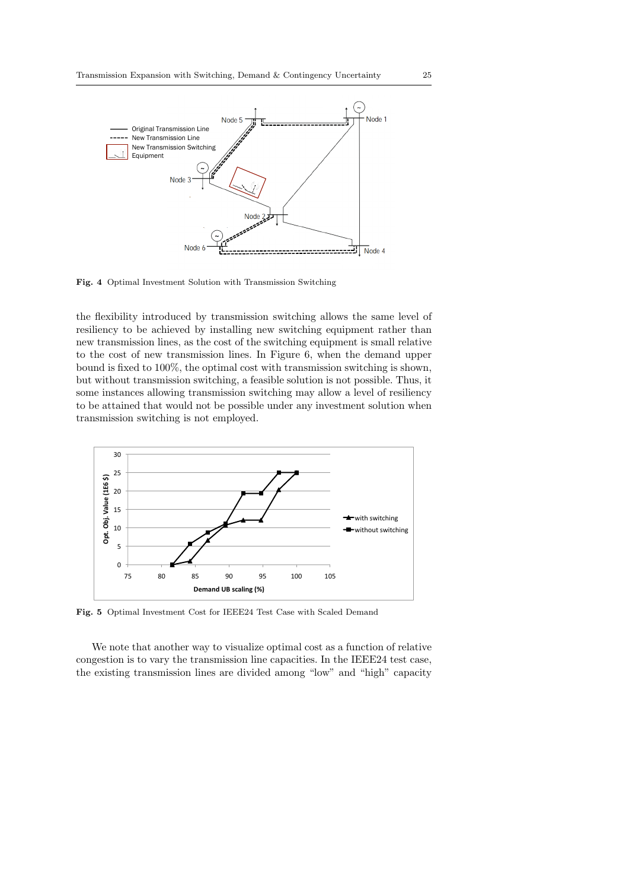Fig. 4 Optimal Investment Solution with Transmission Switching

the flexibility introduced by transmission switching allows the same level of resiliency to be achieved by installing new switching equipment rather than new transmission lines, as the cost of the switching equipment is small relative to the cost of new transmission lines. In Figure 6, when the demand upper bound is fixed to 100%, the optimal cost with transmission switching is shown, but without transmission switching, a feasible solution is not possible. Thus, it some instances allowing transmission switching may allow a level of resiliency to be attained that would not be possible under any investment solution when transmission switching is not employed.

Fig. 5 Optimal Investment Cost for IEEE24 Test Case with Scaled Demand

We note that another way to visualize optimal cost as a function of relative congestion is to vary the transmission line capacities. In the IEEE24 test case, the existing transmission lines are divided among "low" and "high" capacity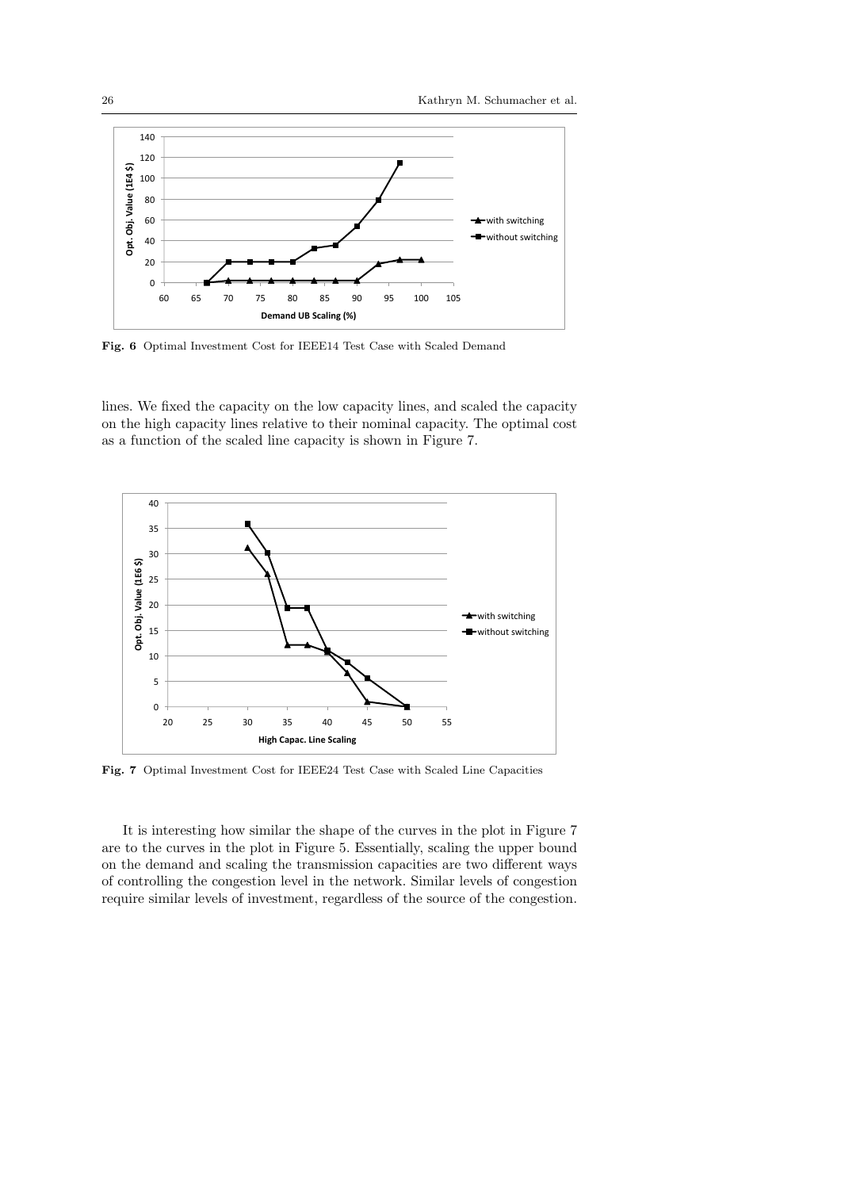Fig. 6 Optimal Investment Cost for IEEE14 Test Case with Scaled Demand

lines. We fixed the capacity on the low capacity lines, and scaled the capacity on the high capacity lines relative to their nominal capacity. The optimal cost as a function of the scaled line capacity is shown in Figure 7.

Fig. 7 Optimal Investment Cost for IEEE24 Test Case with Scaled Line Capacities

It is interesting how similar the shape of the curves in the plot in Figure 7 are to the curves in the plot in Figure 5. Essentially, scaling the upper bound on the demand and scaling the transmission capacities are two different ways of controlling the congestion level in the network. Similar levels of congestion require similar levels of investment, regardless of the source of the congestion.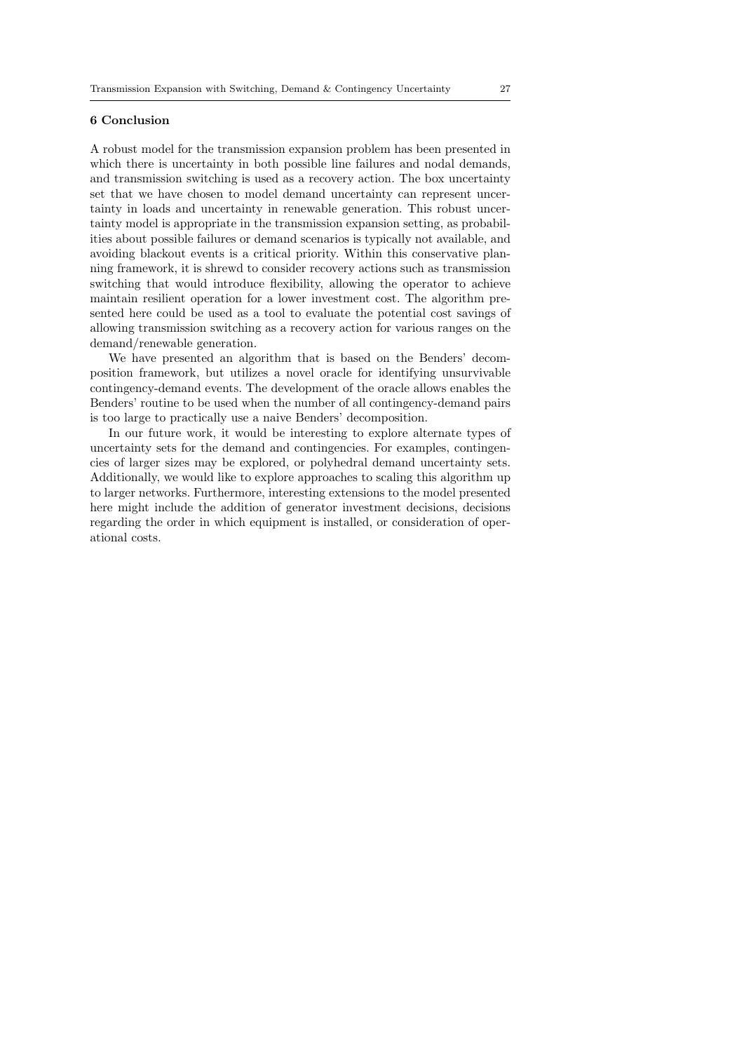## 6 Conclusion

A robust model for the transmission expansion problem has been presented in which there is uncertainty in both possible line failures and nodal demands, and transmission switching is used as a recovery action. The box uncertainty set that we have chosen to model demand uncertainty can represent uncertainty in loads and uncertainty in renewable generation. This robust uncertainty model is appropriate in the transmission expansion setting, as probabilities about possible failures or demand scenarios is typically not available, and avoiding blackout events is a critical priority. Within this conservative planning framework, it is shrewd to consider recovery actions such as transmission switching that would introduce flexibility, allowing the operator to achieve maintain resilient operation for a lower investment cost. The algorithm presented here could be used as a tool to evaluate the potential cost savings of allowing transmission switching as a recovery action for various ranges on the demand/renewable generation.

We have presented an algorithm that is based on the Benders' decomposition framework, but utilizes a novel oracle for identifying unsurvivable contingency-demand events. The development of the oracle allows enables the Benders' routine to be used when the number of all contingency-demand pairs is too large to practically use a naive Benders' decomposition.

In our future work, it would be interesting to explore alternate types of uncertainty sets for the demand and contingencies. For examples, contingencies of larger sizes may be explored, or polyhedral demand uncertainty sets. Additionally, we would like to explore approaches to scaling this algorithm up to larger networks. Furthermore, interesting extensions to the model presented here might include the addition of generator investment decisions, decisions regarding the order in which equipment is installed, or consideration of operational costs.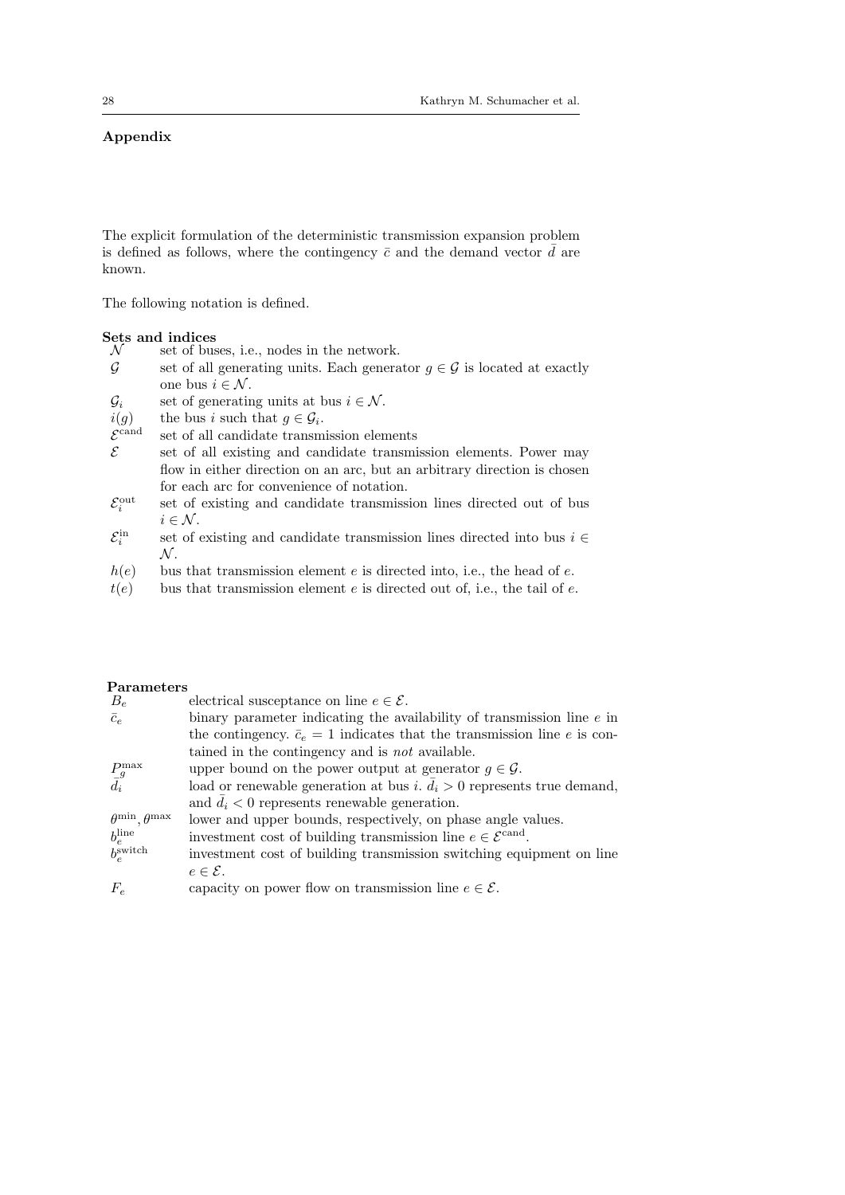## Appendix

The explicit formulation of the deterministic transmission expansion problem is defined as follows, where the contingency $\bar{c}$ and the demand vector $\bar{d}$ are known.

The following notation is defined.

**Sets and indices**

- $\mathcal{N}$ set of buses, i.e., nodes in the network.
- $\mathcal{G}$ set of all generating units. Each generator $g \in \mathcal{G}$ is located at exactly one bus $i \in \mathcal{N}$.
- $\mathcal{G}_i$ set of generating units at bus $i \in \mathcal{N}$.
- $i(g)$ the bus $i$ such that $g \in \mathcal{G}_i$.
- $\mathcal{E}^{\text{cand}}$ set of all candidate transmission elements
- $\mathcal{E}$ set of all existing and candidate transmission elements. Power may flow in either direction on an arc, but an arbitrary direction is chosen for each arc for convenience of notation.
- $\mathcal{E}_i^{\text{out}}$ set of existing and candidate transmission lines directed out of bus $i \in \mathcal{N}$.
- $\mathcal{E}_i^{\text{in}}$ set of existing and candidate transmission lines directed into bus $i \in \mathcal{N}$.
- $h(e)$ bus that transmission element $e$ is directed into, i.e., the head of $e$.
- $t(e)$ bus that transmission element $e$ is directed out of, i.e., the tail of $e$.

**Parameters**

- $B_e$ electrical susceptance on line $e \in \mathcal{E}$.
- $\bar{c}_e$ binary parameter indicating the availability of transmission line $e$ in the contingency. $\bar{c}_e = 1$ indicates that the transmission line $e$ is contained in the contingency and is *not* available.
- $P_g^{\max}$ upper bound on the power output at generator $g \in \mathcal{G}$.
- $\bar{d}_i$ load or renewable generation at bus $i$. $\bar{d}_i > 0$ represents true demand, and $\bar{d}_i < 0$ represents renewable generation.
- $\theta^{\min}, \theta^{\max}$ lower and upper bounds, respectively, on phase angle values.
- $b_e^{\text{line}}$ investment cost of building transmission line $e \in \mathcal{E}^{\text{cand}}$.
- $b_e^{\text{switch}}$ investment cost of building transmission switching equipment on line $e \in \mathcal{E}$.
- $F_e$ capacity on power flow on transmission line $e \in \mathcal{E}$.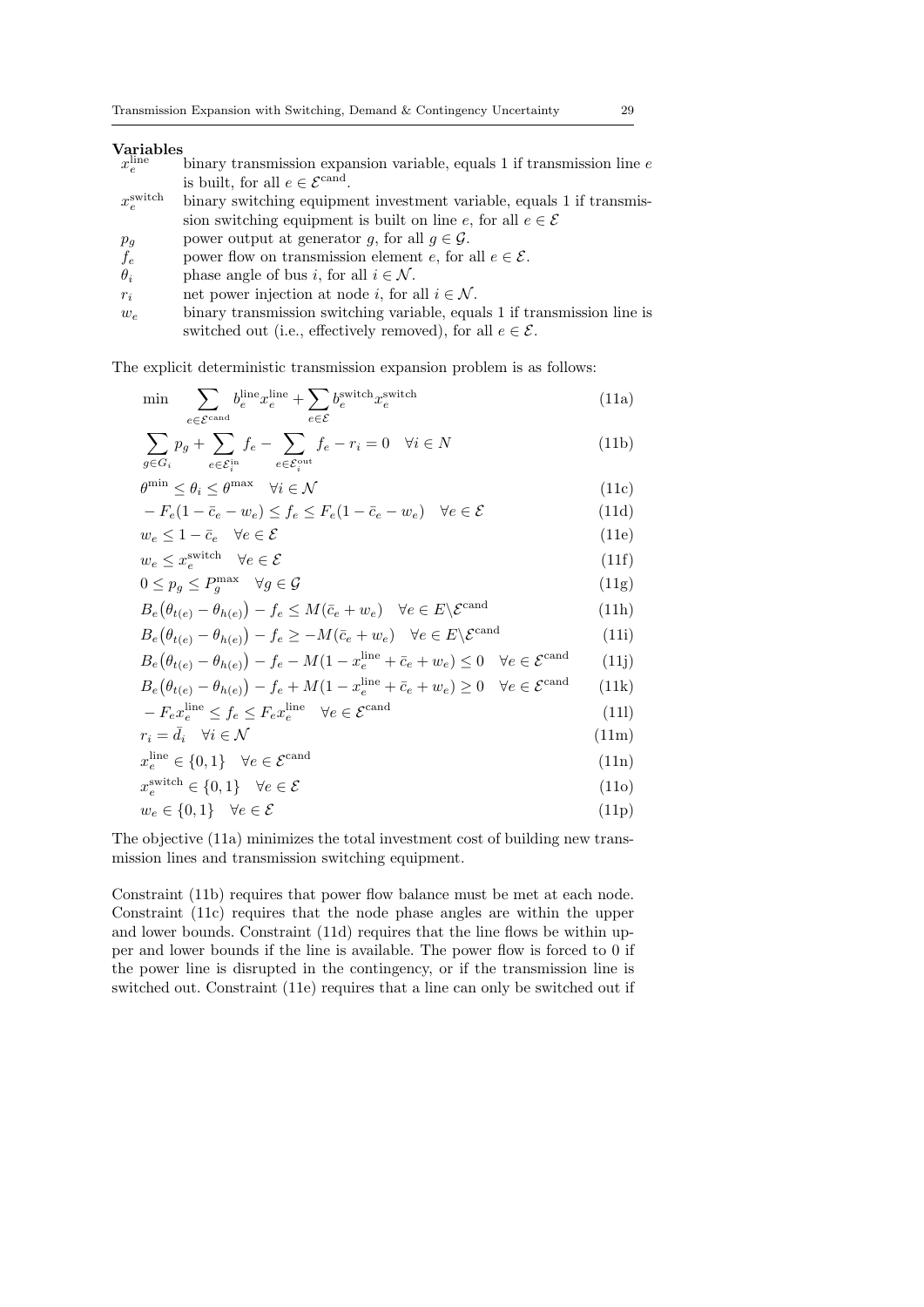**Variables**

- $x_e^{\text{line}}$ binary transmission expansion variable, equals 1 if transmission line $e$ is built, for all $e \in \mathcal{E}^{\text{cand}}$.
- $x_e^{\text{switch}}$ binary switching equipment investment variable, equals 1 if transmission switching equipment is built on line $e$, for all $e \in \mathcal{E}$
- $p_g$ power output at generator $g$, for all $g \in \mathcal{G}$.
- $f_e$ power flow on transmission element $e$, for all $e \in \mathcal{E}$.
- $\theta_i$ phase angle of bus $i$, for all $i \in \mathcal{N}$.
- $r_i$ net power injection at node $i$, for all $i \in \mathcal{N}$.
- $w_e$ binary transmission switching variable, equals 1 if transmission line is switched out (i.e., effectively removed), for all $e \in \mathcal{E}$.

The explicit deterministic transmission expansion problem is as follows:

$$\min \quad \sum_{e \in \mathcal{E}^{\text{cand}}} b_e^{\text{line}} x_e^{\text{line}} + \sum_{e \in \mathcal{E}} b_e^{\text{switch}} x_e^{\text{switch}} \tag{11a}$$

$$\sum_{g \in G_i} p_g + \sum_{e \in \mathcal{E}_i^{\text{in}}} f_e - \sum_{e \in \mathcal{E}_i^{\text{out}}} f_e - r_i = 0 \quad \forall i \in N \tag{11b}$$

$$\theta^{\min} \le \theta_i \le \theta^{\max} \quad \forall i \in \mathcal{N} \tag{11c}$$

$$-F_e(1 - \bar{c}_e - w_e) \le f_e \le F_e(1 - \bar{c}_e - w_e) \quad \forall e \in \mathcal{E} \tag{11d}$$

$$w_e \le 1 - \bar{c}_e \quad \forall e \in \mathcal{E} \tag{11e}$$

$$w_e \le x_e^{\text{switch}} \quad \forall e \in \mathcal{E} \tag{11f}$$

$$0 \le p_g \le P_g^{\max} \quad \forall g \in \mathcal{G} \tag{11g}$$

$$B_e\big(\theta_{t(e)} - \theta_{h(e)}\big) - f_e \le M(\bar{c}_e + w_e) \quad \forall e \in E \backslash \mathcal{E}^{\text{cand}} \tag{11h}$$

$$B_e\big(\theta_{t(e)} - \theta_{h(e)}\big) - f_e \ge -M(\bar{c}_e + w_e) \quad \forall e \in E \backslash \mathcal{E}^{\text{cand}} \tag{11i}$$

$$B_e\big(\theta_{t(e)} - \theta_{h(e)}\big) - f_e - M(1 - x_e^{\text{line}} + \bar{c}_e + w_e) \le 0 \quad \forall e \in \mathcal{E}^{\text{cand}} \tag{11j}$$

$$B_e\big(\theta_{t(e)} - \theta_{h(e)}\big) - f_e + M(1 - x_e^{\text{line}} + \bar{c}_e + w_e) \ge 0 \quad \forall e \in \mathcal{E}^{\text{cand}} \tag{11k}$$

$$-F_e x_e^{\text{line}} \le f_e \le F_e x_e^{\text{line}} \quad \forall e \in \mathcal{E}^{\text{cand}} \tag{11l}$$

$$r_i = \bar{d}_i \quad \forall i \in \mathcal{N} \tag{11m}$$

$$x_e^{\text{line}} \in \{0, 1\} \quad \forall e \in \mathcal{E}^{\text{cand}} \tag{11n}$$

$$x_e^{\text{switch}} \in \{0, 1\} \quad \forall e \in \mathcal{E} \tag{11o}$$

$$w_e \in \{0, 1\} \quad \forall e \in \mathcal{E} \tag{11p}$$

The objective (11a) minimizes the total investment cost of building new transmission lines and transmission switching equipment.

Constraint (11b) requires that power flow balance must be met at each node. Constraint (11c) requires that the node phase angles are within the upper and lower bounds. Constraint (11d) requires that the line flows be within upper and lower bounds if the line is available. The power flow is forced to 0 if the power line is disrupted in the contingency, or if the transmission line is switched out. Constraint (11e) requires that a line can only be switched out if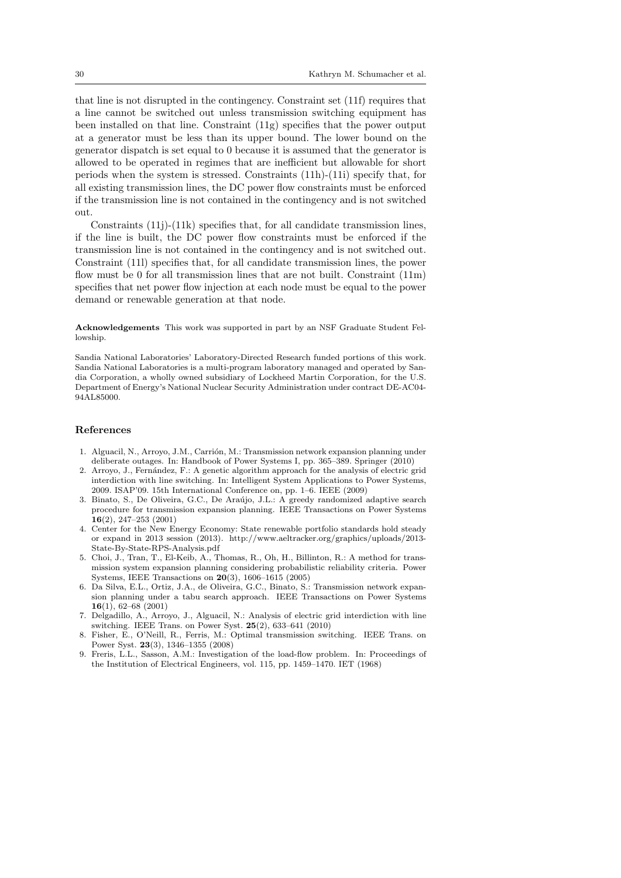that line is not disrupted in the contingency. Constraint set (11f) requires that a line cannot be switched out unless transmission switching equipment has been installed on that line. Constraint (11g) specifies that the power output at a generator must be less than its upper bound. The lower bound on the generator dispatch is set equal to 0 because it is assumed that the generator is allowed to be operated in regimes that are inefficient but allowable for short periods when the system is stressed. Constraints (11h)-(11i) specify that, for all existing transmission lines, the DC power flow constraints must be enforced if the transmission line is not contained in the contingency and is not switched out.

Constraints (11j)-(11k) specifies that, for all candidate transmission lines, if the line is built, the DC power flow constraints must be enforced if the transmission line is not contained in the contingency and is not switched out. Constraint (11l) specifies that, for all candidate transmission lines, the power flow must be 0 for all transmission lines that are not built. Constraint (11m) specifies that net power flow injection at each node must be equal to the power demand or renewable generation at that node.

**Acknowledgements** This work was supported in part by an NSF Graduate Student Fellowship.

Sandia National Laboratories' Laboratory-Directed Research funded portions of this work. Sandia National Laboratories is a multi-program laboratory managed and operated by Sandia Corporation, a wholly owned subsidiary of Lockheed Martin Corporation, for the U.S. Department of Energy's National Nuclear Security Administration under contract DE-AC04-94AL85000.

## References

1. Alguacil, N., Arroyo, J.M., Carrión, M.: Transmission network expansion planning under deliberate outages. In: Handbook of Power Systems I, pp. 365–389. Springer (2010)
2. Arroyo, J., Fernández, F.: A genetic algorithm approach for the analysis of electric grid interdiction with line switching. In: Intelligent System Applications to Power Systems, 2009. ISAP'09. 15th International Conference on, pp. 1–6. IEEE (2009)
3. Binato, S., De Oliveira, G.C., De Araújo, J.L.: A greedy randomized adaptive search procedure for transmission expansion planning. IEEE Transactions on Power Systems **16**(2), 247–253 (2001)
4. Center for the New Energy Economy: State renewable portfolio standards hold steady or expand in 2013 session (2013). http://www.aeltracker.org/graphics/uploads/2013-State-By-State-RPS-Analysis.pdf
5. Choi, J., Tran, T., El-Keib, A., Thomas, R., Oh, H., Billinton, R.: A method for transmission system expansion planning considering probabilistic reliability criteria. Power Systems, IEEE Transactions on **20**(3), 1606–1615 (2005)
6. Da Silva, E.L., Ortiz, J.A., de Oliveira, G.C., Binato, S.: Transmission network expansion planning under a tabu search approach. IEEE Transactions on Power Systems **16**(1), 62–68 (2001)
7. Delgadillo, A., Arroyo, J., Alguacil, N.: Analysis of electric grid interdiction with line switching. IEEE Trans. on Power Syst. **25**(2), 633–641 (2010)
8. Fisher, E., O'Neill, R., Ferris, M.: Optimal transmission switching. IEEE Trans. on Power Syst. **23**(3), 1346–1355 (2008)
9. Freris, L.L., Sasson, A.M.: Investigation of the load-flow problem. In: Proceedings of the Institution of Electrical Engineers, vol. 115, pp. 1459–1470. IET (1968)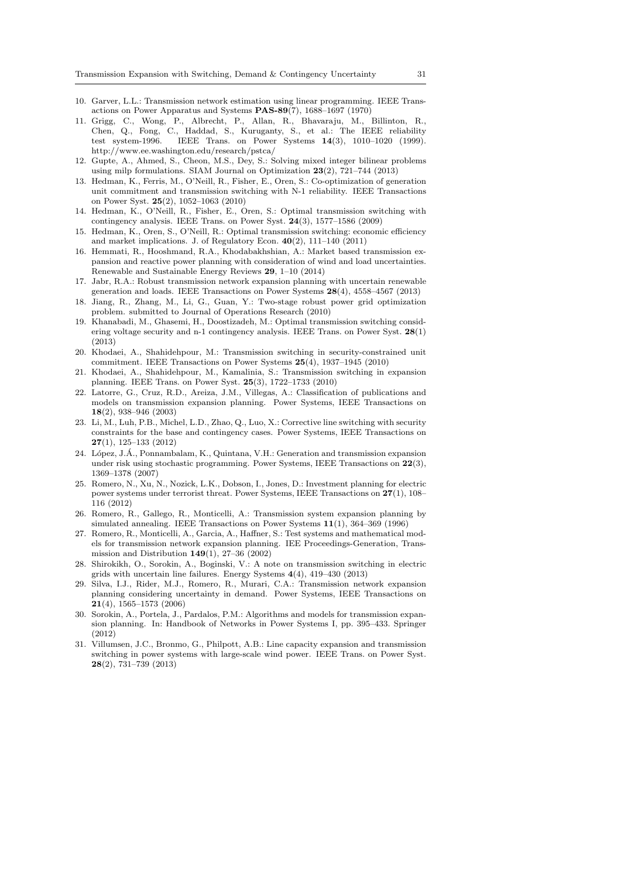10. Garver, L.L.: Transmission network estimation using linear programming. IEEE Transactions on Power Apparatus and Systems **PAS-89**(7), 1688–1697 (1970)
11. Grigg, C., Wong, P., Albrecht, P., Allan, R., Bhavaraju, M., Billinton, R., Chen, Q., Fong, C., Haddad, S., Kuruganty, S., et al.: The IEEE reliability test system-1996. IEEE Trans. on Power Systems **14**(3), 1010–1020 (1999). http://www.ee.washington.edu/research/pstca/
12. Gupte, A., Ahmed, S., Cheon, M.S., Dey, S.: Solving mixed integer bilinear problems using milp formulations. SIAM Journal on Optimization **23**(2), 721–744 (2013)
13. Hedman, K., Ferris, M., O'Neill, R., Fisher, E., Oren, S.: Co-optimization of generation unit commitment and transmission switching with N-1 reliability. IEEE Transactions on Power Syst. **25**(2), 1052–1063 (2010)
14. Hedman, K., O'Neill, R., Fisher, E., Oren, S.: Optimal transmission switching with contingency analysis. IEEE Trans. on Power Syst. **24**(3), 1577–1586 (2009)
15. Hedman, K., Oren, S., O'Neill, R.: Optimal transmission switching: economic efficiency and market implications. J. of Regulatory Econ. **40**(2), 111–140 (2011)
16. Hemmati, R., Hooshmand, R.A., Khodabakhshian, A.: Market based transmission expansion and reactive power planning with consideration of wind and load uncertainties. Renewable and Sustainable Energy Reviews **29**, 1–10 (2014)
17. Jabr, R.A.: Robust transmission network expansion planning with uncertain renewable generation and loads. IEEE Transactions on Power Systems **28**(4), 4558–4567 (2013)
18. Jiang, R., Zhang, M., Li, G., Guan, Y.: Two-stage robust power grid optimization problem. submitted to Journal of Operations Research (2010)
19. Khanabadi, M., Ghasemi, H., Doostizadeh, M.: Optimal transmission switching considering voltage security and n-1 contingency analysis. IEEE Trans. on Power Syst. **28**(1) (2013)
20. Khodaei, A., Shahidehpour, M.: Transmission switching in security-constrained unit commitment. IEEE Transactions on Power Systems **25**(4), 1937–1945 (2010)
21. Khodaei, A., Shahidehpour, M., Kamalinia, S.: Transmission switching in expansion planning. IEEE Trans. on Power Syst. **25**(3), 1722–1733 (2010)
22. Latorre, G., Cruz, R.D., Areiza, J.M., Villegas, A.: Classification of publications and models on transmission expansion planning. Power Systems, IEEE Transactions on **18**(2), 938–946 (2003)
23. Li, M., Luh, P.B., Michel, L.D., Zhao, Q., Luo, X.: Corrective line switching with security constraints for the base and contingency cases. Power Systems, IEEE Transactions on **27**(1), 125–133 (2012)
24. López, J.Á., Ponnambalam, K., Quintana, V.H.: Generation and transmission expansion under risk using stochastic programming. Power Systems, IEEE Transactions on **22**(3), 1369–1378 (2007)
25. Romero, N., Xu, N., Nozick, L.K., Dobson, I., Jones, D.: Investment planning for electric power systems under terrorist threat. Power Systems, IEEE Transactions on **27**(1), 108–116 (2012)
26. Romero, R., Gallego, R., Monticelli, A.: Transmission system expansion planning by simulated annealing. IEEE Transactions on Power Systems **11**(1), 364–369 (1996)
27. Romero, R., Monticelli, A., Garcia, A., Haffner, S.: Test systems and mathematical models for transmission network expansion planning. IEE Proceedings-Generation, Transmission and Distribution **149**(1), 27–36 (2002)
28. Shirokikh, O., Sorokin, A., Boginski, V.: A note on transmission switching in electric grids with uncertain line failures. Energy Systems **4**(4), 419–430 (2013)
29. Silva, I.J., Rider, M.J., Romero, R., Murari, C.A.: Transmission network expansion planning considering uncertainty in demand. Power Systems, IEEE Transactions on **21**(4), 1565–1573 (2006)
30. Sorokin, A., Portela, J., Pardalos, P.M.: Algorithms and models for transmission expansion planning. In: Handbook of Networks in Power Systems I, pp. 395–433. Springer (2012)
31. Villumsen, J.C., Bronmo, G., Philpott, A.B.: Line capacity expansion and transmission switching in power systems with large-scale wind power. IEEE Trans. on Power Syst. **28**(2), 731–739 (2013)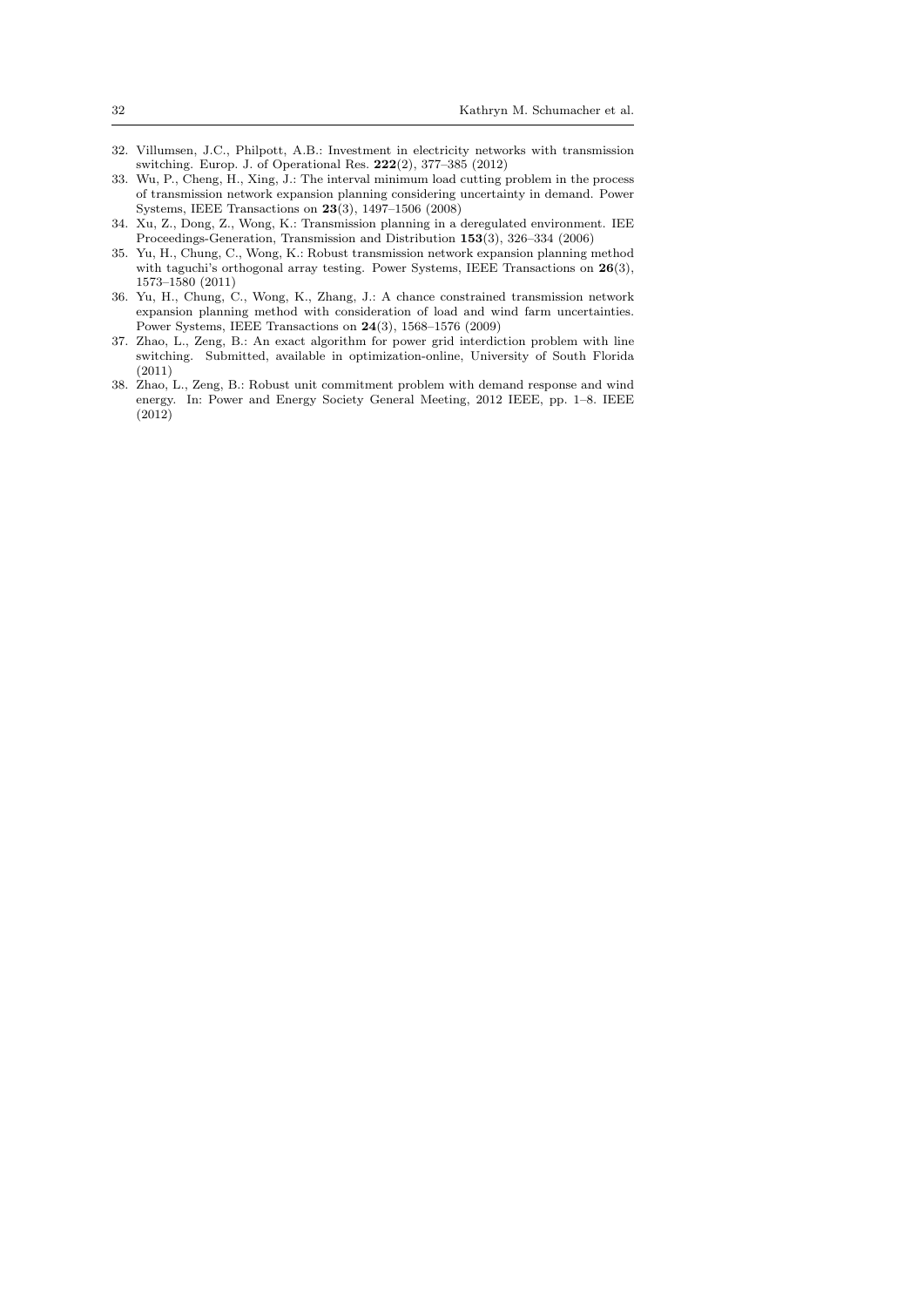32. Villumsen, J.C., Philpott, A.B.: Investment in electricity networks with transmission switching. Europ. J. of Operational Res. **222**(2), 377–385 (2012)
33. Wu, P., Cheng, H., Xing, J.: The interval minimum load cutting problem in the process of transmission network expansion planning considering uncertainty in demand. Power Systems, IEEE Transactions on **23**(3), 1497–1506 (2008)
34. Xu, Z., Dong, Z., Wong, K.: Transmission planning in a deregulated environment. IEE Proceedings-Generation, Transmission and Distribution **153**(3), 326–334 (2006)
35. Yu, H., Chung, C., Wong, K.: Robust transmission network expansion planning method with taguchi's orthogonal array testing. Power Systems, IEEE Transactions on **26**(3), 1573–1580 (2011)
36. Yu, H., Chung, C., Wong, K., Zhang, J.: A chance constrained transmission network expansion planning method with consideration of load and wind farm uncertainties. Power Systems, IEEE Transactions on **24**(3), 1568–1576 (2009)
37. Zhao, L., Zeng, B.: An exact algorithm for power grid interdiction problem with line switching. Submitted, available in optimization-online, University of South Florida (2011)
38. Zhao, L., Zeng, B.: Robust unit commitment problem with demand response and wind energy. In: Power and Energy Society General Meeting, 2012 IEEE, pp. 1–8. IEEE (2012)